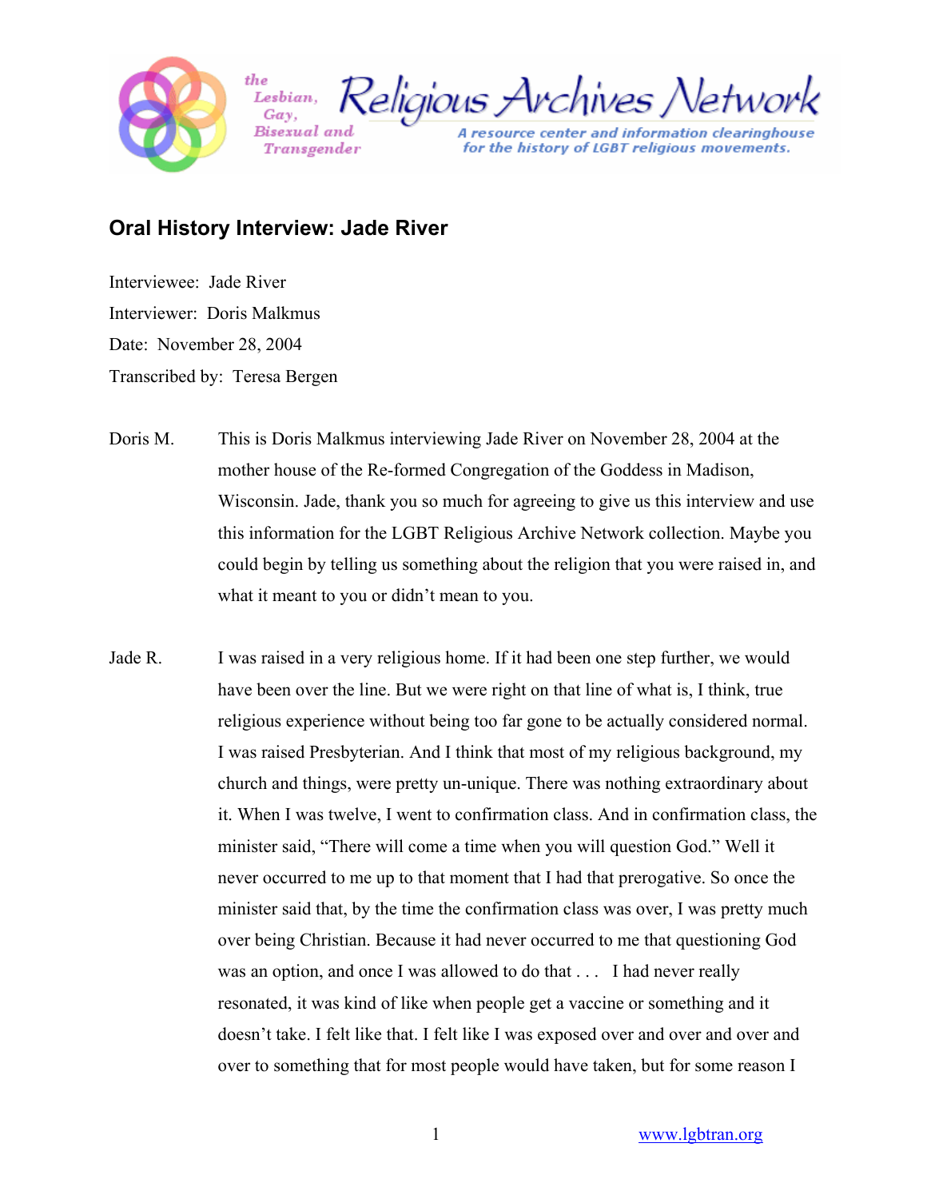# Oral History Interview: Jade River

Interviewee: Jade River

Interviewer: Doris Malkmus

Date: November 28, 2004

Transcribed by: Teresa Bergen

**Doris M.** This is Doris Malkmus interviewing Jade River on November 28, 2004 at the mother house of the Re-formed Congregation of the Goddess in Madison, Wisconsin. Jade, thank you so much for agreeing to give us this interview and use this information for the LGBT Religious Archive Network collection. Maybe you could begin by telling us something about the religion that you were raised in, and what it meant to you or didn't mean to you.

**Jade R.** I was raised in a very religious home. If it had been one step further, we would have been over the line. But we were right on that line of what is, I think, true religious experience without being too far gone to be actually considered normal. I was raised Presbyterian. And I think that most of my religious background, my church and things, were pretty un-unique. There was nothing extraordinary about it. When I was twelve, I went to confirmation class. And in confirmation class, the minister said, "There will come a time when you will question God." Well it never occurred to me up to that moment that I had that prerogative. So once the minister said that, by the time the confirmation class was over, I was pretty much over being Christian. Because it had never occurred to me that questioning God was an option, and once I was allowed to do that . . . I had never really resonated, it was kind of like when people get a vaccine or something and it doesn't take. I felt like that. I felt like I was exposed over and over and over and over to something that for most people would have taken, but for some reason I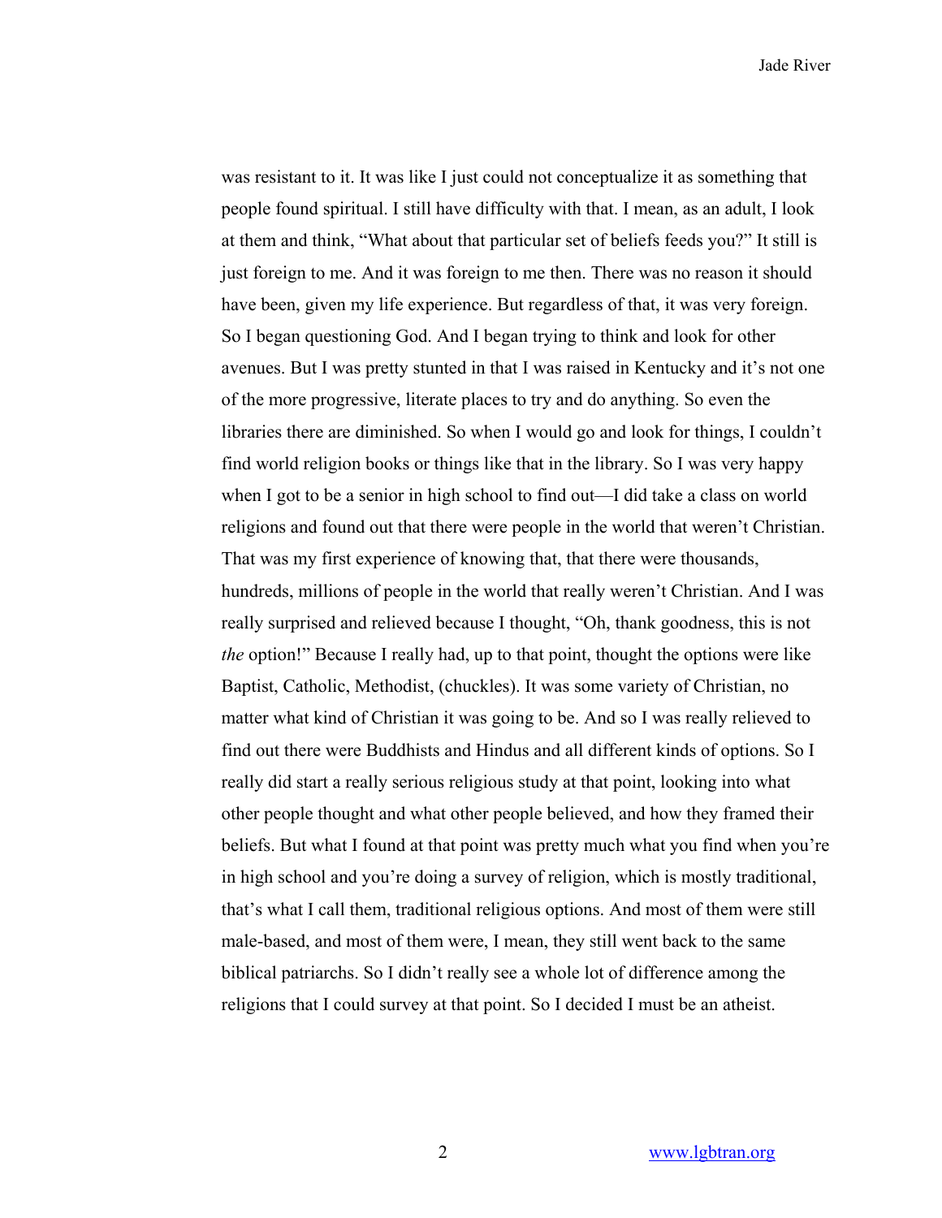was resistant to it. It was like I just could not conceptualize it as something that people found spiritual. I still have difficulty with that. I mean, as an adult, I look at them and think, "What about that particular set of beliefs feeds you?" It still is just foreign to me. And it was foreign to me then. There was no reason it should have been, given my life experience. But regardless of that, it was very foreign. So I began questioning God. And I began trying to think and look for other avenues. But I was pretty stunted in that I was raised in Kentucky and it's not one of the more progressive, literate places to try and do anything. So even the libraries there are diminished. So when I would go and look for things, I couldn't find world religion books or things like that in the library. So I was very happy when I got to be a senior in high school to find out—I did take a class on world religions and found out that there were people in the world that weren't Christian. That was my first experience of knowing that, that there were thousands, hundreds, millions of people in the world that really weren't Christian. And I was really surprised and relieved because I thought, "Oh, thank goodness, this is not *the* option!" Because I really had, up to that point, thought the options were like Baptist, Catholic, Methodist, (chuckles). It was some variety of Christian, no matter what kind of Christian it was going to be. And so I was really relieved to find out there were Buddhists and Hindus and all different kinds of options. So I really did start a really serious religious study at that point, looking into what other people thought and what other people believed, and how they framed their beliefs. But what I found at that point was pretty much what you find when you're in high school and you're doing a survey of religion, which is mostly traditional, that's what I call them, traditional religious options. And most of them were still male-based, and most of them were, I mean, they still went back to the same biblical patriarchs. So I didn't really see a whole lot of difference among the religions that I could survey at that point. So I decided I must be an atheist.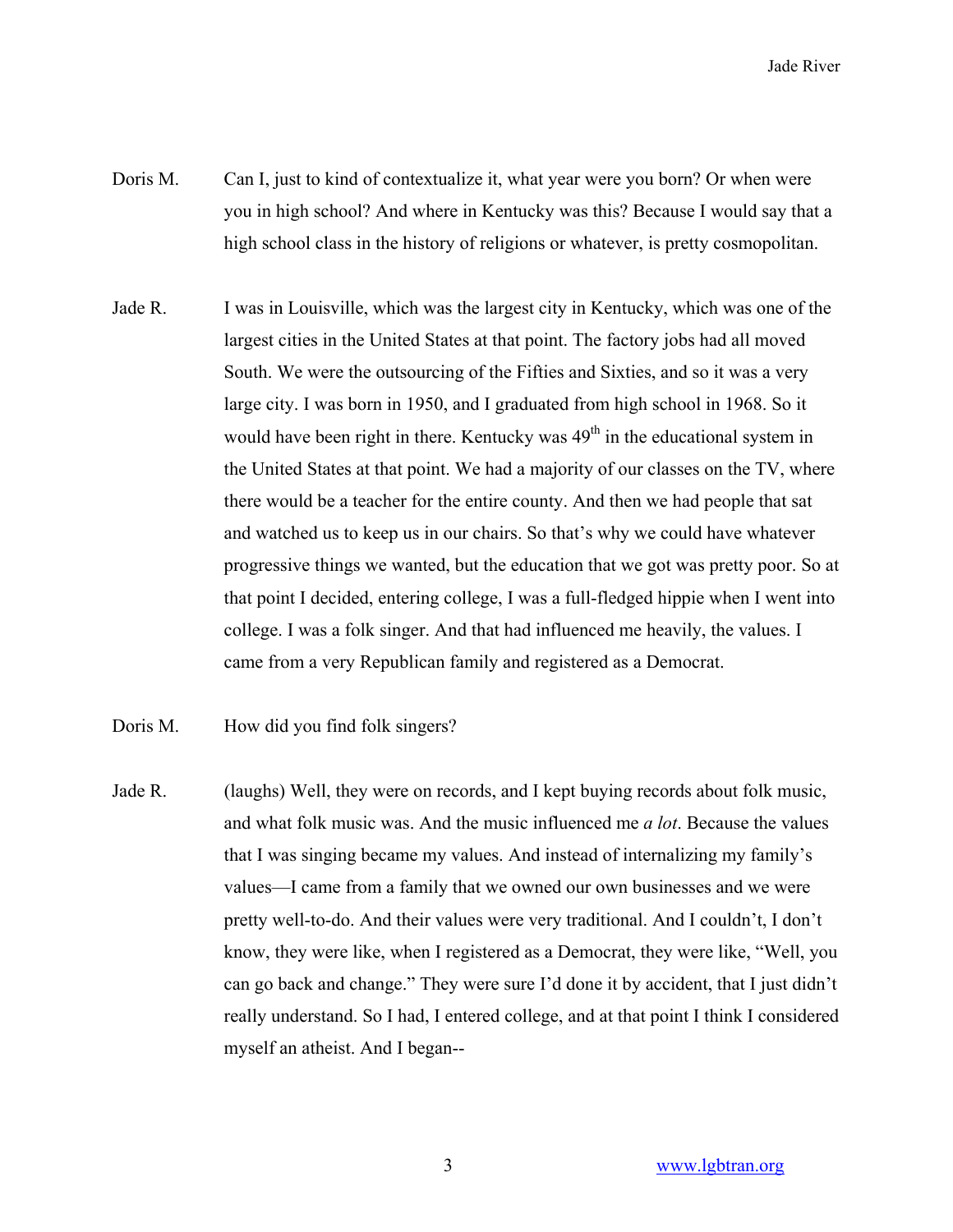Doris M. Can I, just to kind of contextualize it, what year were you born? Or when were you in high school? And where in Kentucky was this? Because I would say that a high school class in the history of religions or whatever, is pretty cosmopolitan.

Jade R. I was in Louisville, which was the largest city in Kentucky, which was one of the largest cities in the United States at that point. The factory jobs had all moved South. We were the outsourcing of the Fifties and Sixties, and so it was a very large city. I was born in 1950, and I graduated from high school in 1968. So it would have been right in there. Kentucky was 49th in the educational system in the United States at that point. We had a majority of our classes on the TV, where there would be a teacher for the entire county. And then we had people that sat and watched us to keep us in our chairs. So that's why we could have whatever progressive things we wanted, but the education that we got was pretty poor. So at that point I decided, entering college, I was a full-fledged hippie when I went into college. I was a folk singer. And that had influenced me heavily, the values. I came from a very Republican family and registered as a Democrat.

Doris M. How did you find folk singers?

Jade R. (laughs) Well, they were on records, and I kept buying records about folk music, and what folk music was. And the music influenced me *a lot*. Because the values that I was singing became my values. And instead of internalizing my family's values—I came from a family that we owned our own businesses and we were pretty well-to-do. And their values were very traditional. And I couldn't, I don't know, they were like, when I registered as a Democrat, they were like, "Well, you can go back and change." They were sure I'd done it by accident, that I just didn't really understand. So I had, I entered college, and at that point I think I considered myself an atheist. And I began--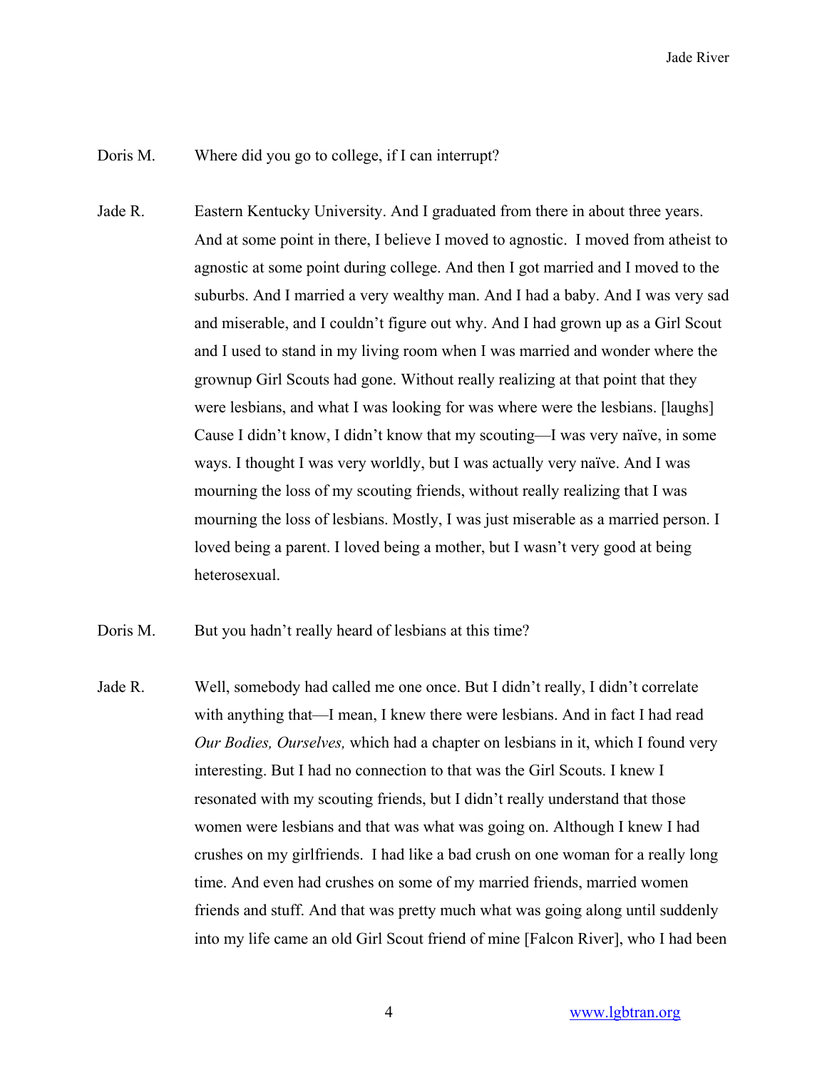Doris M. Where did you go to college, if I can interrupt?

Jade R. Eastern Kentucky University. And I graduated from there in about three years. And at some point in there, I believe I moved to agnostic. I moved from atheist to agnostic at some point during college. And then I got married and I moved to the suburbs. And I married a very wealthy man. And I had a baby. And I was very sad and miserable, and I couldn't figure out why. And I had grown up as a Girl Scout and I used to stand in my living room when I was married and wonder where the grownup Girl Scouts had gone. Without really realizing at that point that they were lesbians, and what I was looking for was where were the lesbians. [laughs] Cause I didn't know, I didn't know that my scouting—I was very naïve, in some ways. I thought I was very worldly, but I was actually very naïve. And I was mourning the loss of my scouting friends, without really realizing that I was mourning the loss of lesbians. Mostly, I was just miserable as a married person. I loved being a parent. I loved being a mother, but I wasn't very good at being heterosexual.

Doris M. But you hadn't really heard of lesbians at this time?

Jade R. Well, somebody had called me one once. But I didn't really, I didn't correlate with anything that—I mean, I knew there were lesbians. And in fact I had read *Our Bodies, Ourselves,* which had a chapter on lesbians in it, which I found very interesting. But I had no connection to that was the Girl Scouts. I knew I resonated with my scouting friends, but I didn't really understand that those women were lesbians and that was what was going on. Although I knew I had crushes on my girlfriends. I had like a bad crush on one woman for a really long time. And even had crushes on some of my married friends, married women friends and stuff. And that was pretty much what was going along until suddenly into my life came an old Girl Scout friend of mine [Falcon River], who I had been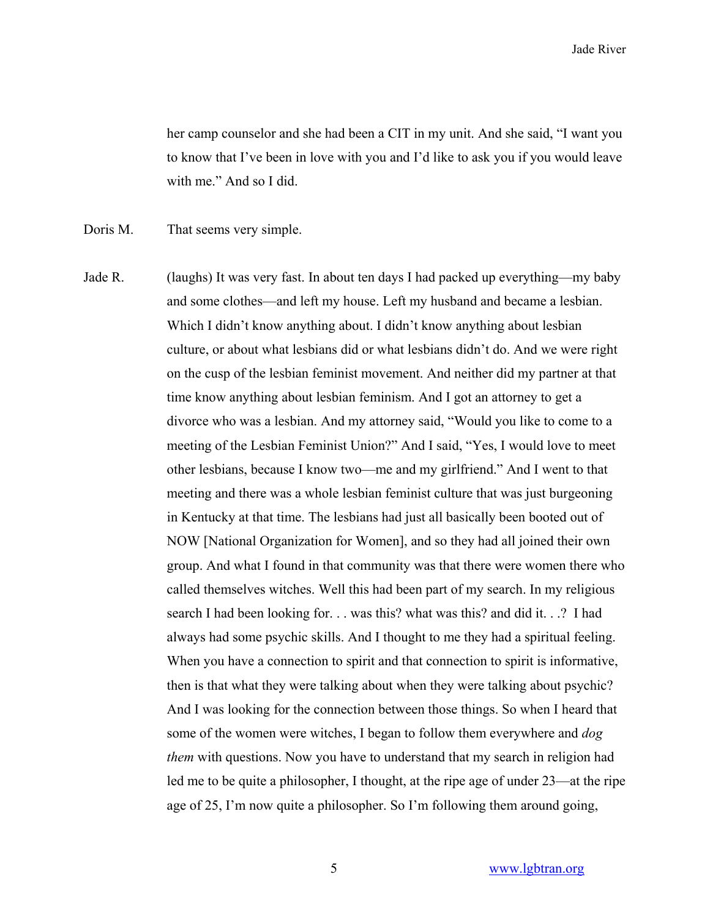her camp counselor and she had been a CIT in my unit. And she said, "I want you to know that I've been in love with you and I'd like to ask you if you would leave with me." And so I did.

Doris M. That seems very simple.

Jade R. (laughs) It was very fast. In about ten days I had packed up everything—my baby and some clothes—and left my house. Left my husband and became a lesbian. Which I didn't know anything about. I didn't know anything about lesbian culture, or about what lesbians did or what lesbians didn't do. And we were right on the cusp of the lesbian feminist movement. And neither did my partner at that time know anything about lesbian feminism. And I got an attorney to get a divorce who was a lesbian. And my attorney said, "Would you like to come to a meeting of the Lesbian Feminist Union?" And I said, "Yes, I would love to meet other lesbians, because I know two—me and my girlfriend." And I went to that meeting and there was a whole lesbian feminist culture that was just burgeoning in Kentucky at that time. The lesbians had just all basically been booted out of NOW [National Organization for Women], and so they had all joined their own group. And what I found in that community was that there were women there who called themselves witches. Well this had been part of my search. In my religious search I had been looking for. . . was this? what was this? and did it. . .? I had always had some psychic skills. And I thought to me they had a spiritual feeling. When you have a connection to spirit and that connection to spirit is informative, then is that what they were talking about when they were talking about psychic? And I was looking for the connection between those things. So when I heard that some of the women were witches, I began to follow them everywhere and *dog them* with questions. Now you have to understand that my search in religion had led me to be quite a philosopher, I thought, at the ripe age of under 23—at the ripe age of 25, I'm now quite a philosopher. So I'm following them around going,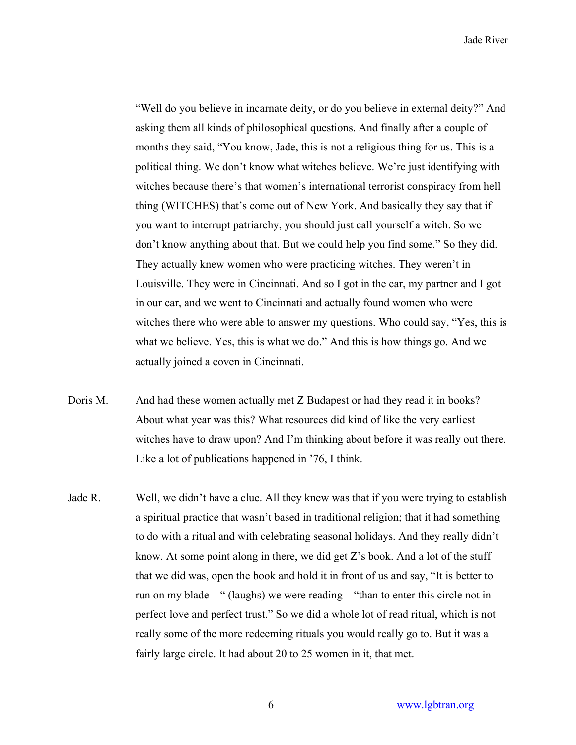"Well do you believe in incarnate deity, or do you believe in external deity?" And asking them all kinds of philosophical questions. And finally after a couple of months they said, "You know, Jade, this is not a religious thing for us. This is a political thing. We don't know what witches believe. We're just identifying with witches because there's that women's international terrorist conspiracy from hell thing (WITCHES) that's come out of New York. And basically they say that if you want to interrupt patriarchy, you should just call yourself a witch. So we don't know anything about that. But we could help you find some." So they did. They actually knew women who were practicing witches. They weren't in Louisville. They were in Cincinnati. And so I got in the car, my partner and I got in our car, and we went to Cincinnati and actually found women who were witches there who were able to answer my questions. Who could say, "Yes, this is what we believe. Yes, this is what we do." And this is how things go. And we actually joined a coven in Cincinnati.

Doris M. And had these women actually met Z Budapest or had they read it in books? About what year was this? What resources did kind of like the very earliest witches have to draw upon? And I'm thinking about before it was really out there. Like a lot of publications happened in '76, I think.

Jade R. Well, we didn't have a clue. All they knew was that if you were trying to establish a spiritual practice that wasn't based in traditional religion; that it had something to do with a ritual and with celebrating seasonal holidays. And they really didn't know. At some point along in there, we did get Z's book. And a lot of the stuff that we did was, open the book and hold it in front of us and say, "It is better to run on my blade—" (laughs) we were reading—"than to enter this circle not in perfect love and perfect trust." So we did a whole lot of read ritual, which is not really some of the more redeeming rituals you would really go to. But it was a fairly large circle. It had about 20 to 25 women in it, that met.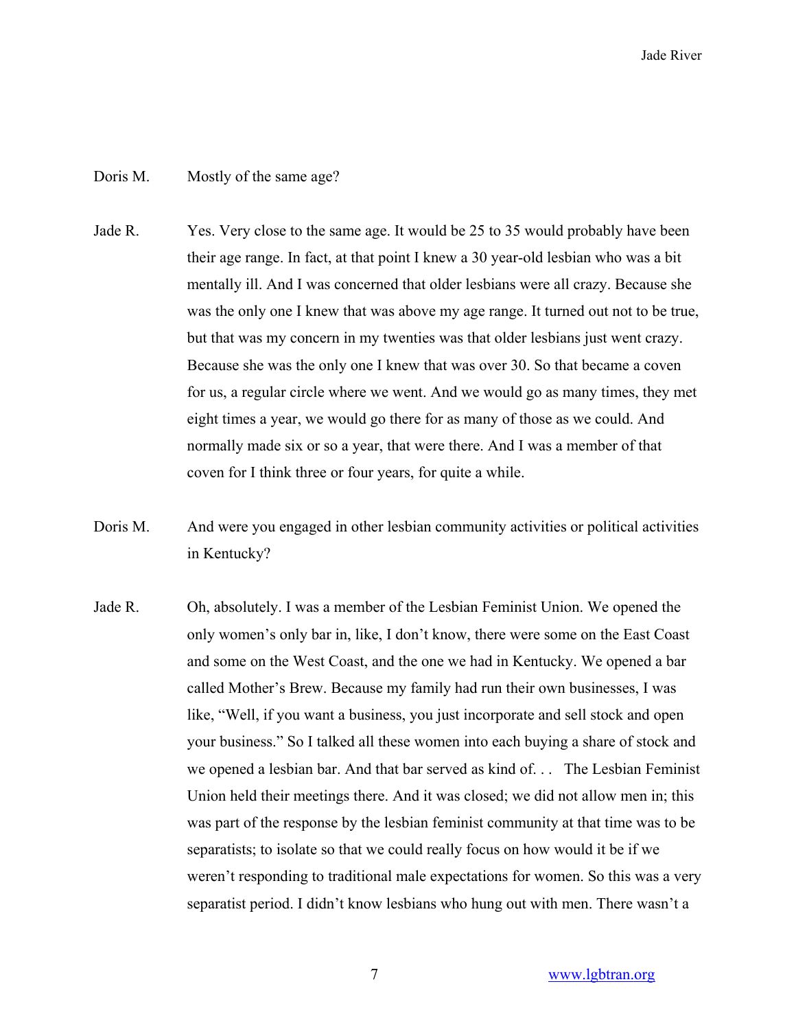Doris M. Mostly of the same age?

Jade R. Yes. Very close to the same age. It would be 25 to 35 would probably have been their age range. In fact, at that point I knew a 30 year-old lesbian who was a bit mentally ill. And I was concerned that older lesbians were all crazy. Because she was the only one I knew that was above my age range. It turned out not to be true, but that was my concern in my twenties was that older lesbians just went crazy. Because she was the only one I knew that was over 30. So that became a coven for us, a regular circle where we went. And we would go as many times, they met eight times a year, we would go there for as many of those as we could. And normally made six or so a year, that were there. And I was a member of that coven for I think three or four years, for quite a while.

Doris M. And were you engaged in other lesbian community activities or political activities in Kentucky?

Jade R. Oh, absolutely. I was a member of the Lesbian Feminist Union. We opened the only women's only bar in, like, I don't know, there were some on the East Coast and some on the West Coast, and the one we had in Kentucky. We opened a bar called Mother's Brew. Because my family had run their own businesses, I was like, "Well, if you want a business, you just incorporate and sell stock and open your business." So I talked all these women into each buying a share of stock and we opened a lesbian bar. And that bar served as kind of. . . The Lesbian Feminist Union held their meetings there. And it was closed; we did not allow men in; this was part of the response by the lesbian feminist community at that time was to be separatists; to isolate so that we could really focus on how would it be if we weren't responding to traditional male expectations for women. So this was a very separatist period. I didn't know lesbians who hung out with men. There wasn't a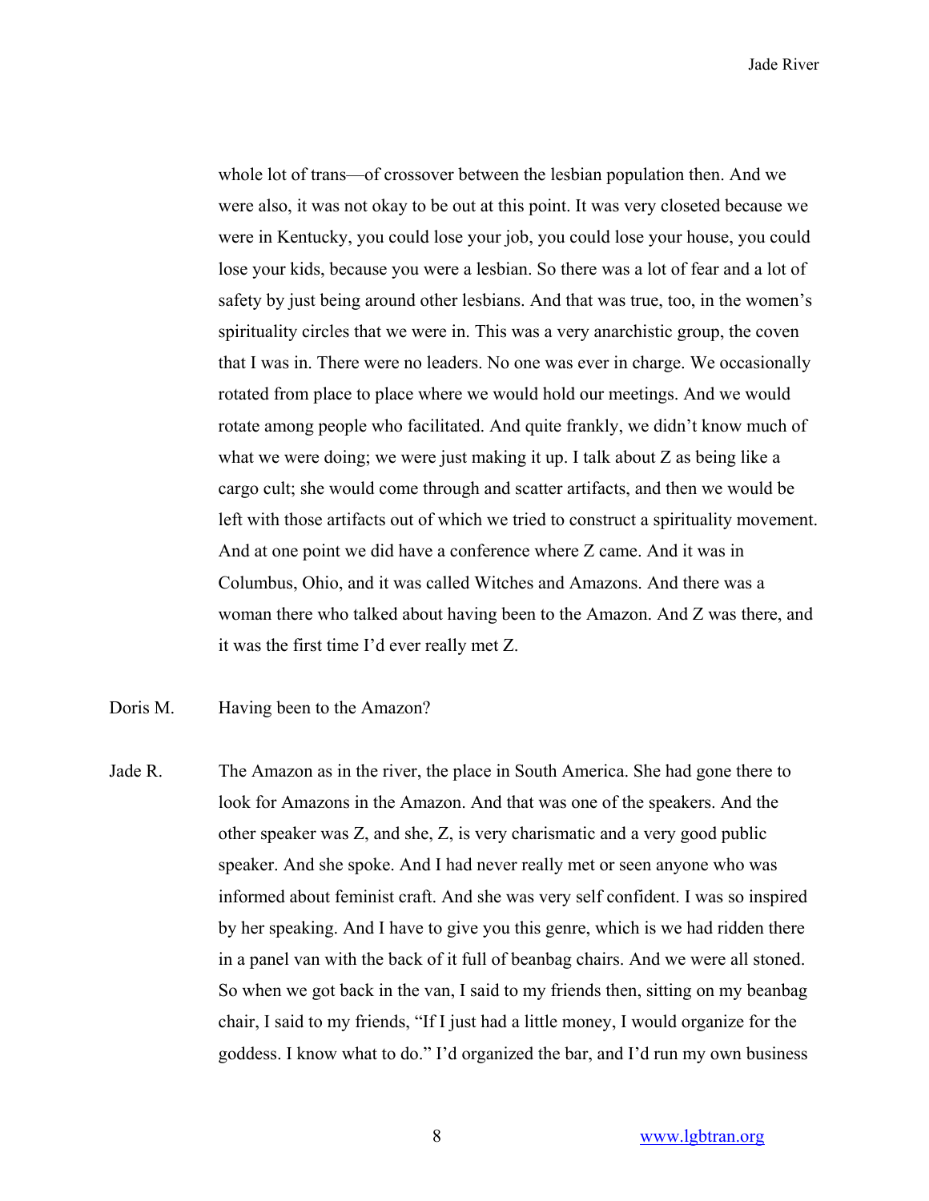whole lot of trans—of crossover between the lesbian population then. And we were also, it was not okay to be out at this point. It was very closeted because we were in Kentucky, you could lose your job, you could lose your house, you could lose your kids, because you were a lesbian. So there was a lot of fear and a lot of safety by just being around other lesbians. And that was true, too, in the women's spirituality circles that we were in. This was a very anarchistic group, the coven that I was in. There were no leaders. No one was ever in charge. We occasionally rotated from place to place where we would hold our meetings. And we would rotate among people who facilitated. And quite frankly, we didn't know much of what we were doing; we were just making it up. I talk about Z as being like a cargo cult; she would come through and scatter artifacts, and then we would be left with those artifacts out of which we tried to construct a spirituality movement. And at one point we did have a conference where Z came. And it was in Columbus, Ohio, and it was called Witches and Amazons. And there was a woman there who talked about having been to the Amazon. And Z was there, and it was the first time I'd ever really met Z.

Doris M. Having been to the Amazon?

Jade R. The Amazon as in the river, the place in South America. She had gone there to look for Amazons in the Amazon. And that was one of the speakers. And the other speaker was Z, and she, Z, is very charismatic and a very good public speaker. And she spoke. And I had never really met or seen anyone who was informed about feminist craft. And she was very self confident. I was so inspired by her speaking. And I have to give you this genre, which is we had ridden there in a panel van with the back of it full of beanbag chairs. And we were all stoned. So when we got back in the van, I said to my friends then, sitting on my beanbag chair, I said to my friends, "If I just had a little money, I would organize for the goddess. I know what to do." I'd organized the bar, and I'd run my own business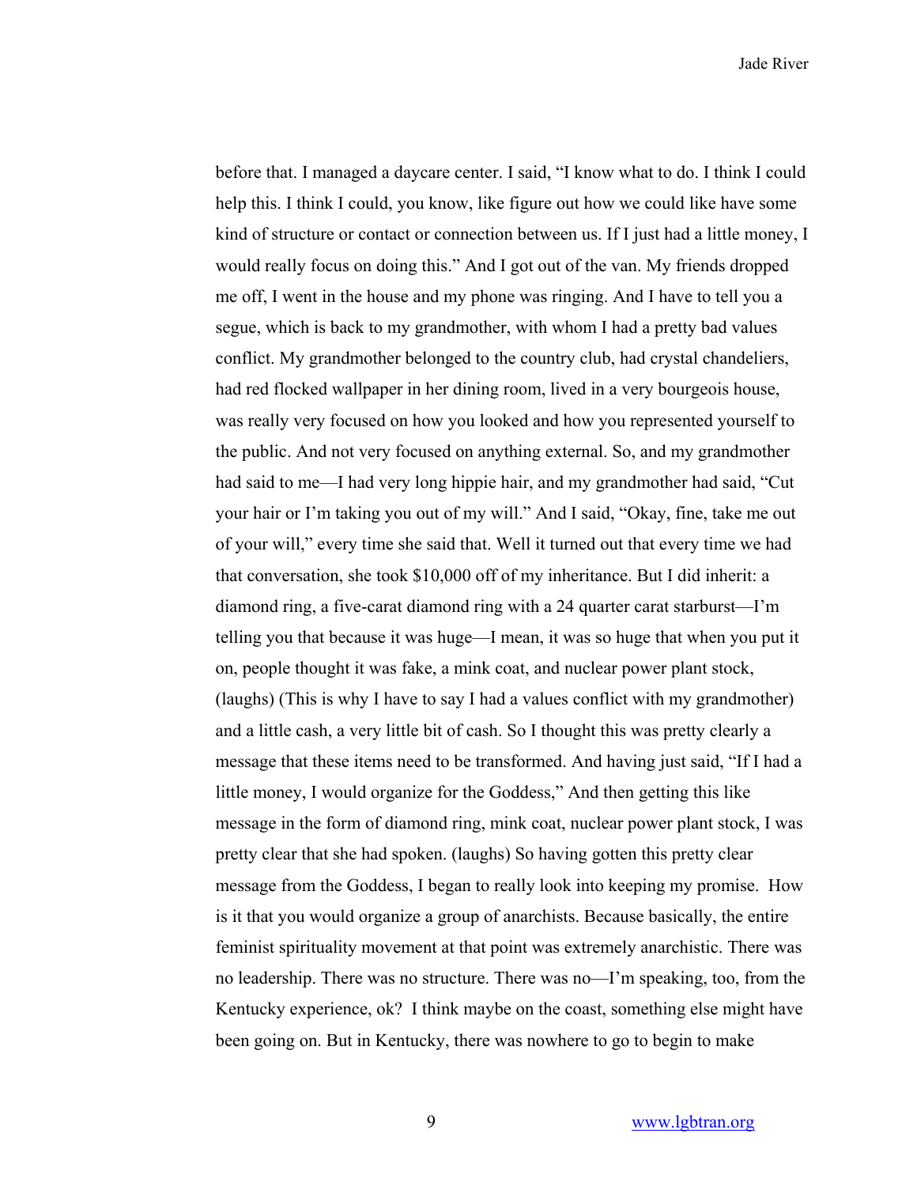before that. I managed a daycare center. I said, "I know what to do. I think I could help this. I think I could, you know, like figure out how we could like have some kind of structure or contact or connection between us. If I just had a little money, I would really focus on doing this." And I got out of the van. My friends dropped me off, I went in the house and my phone was ringing. And I have to tell you a segue, which is back to my grandmother, with whom I had a pretty bad values conflict. My grandmother belonged to the country club, had crystal chandeliers, had red flocked wallpaper in her dining room, lived in a very bourgeois house, was really very focused on how you looked and how you represented yourself to the public. And not very focused on anything external. So, and my grandmother had said to me—I had very long hippie hair, and my grandmother had said, "Cut your hair or I'm taking you out of my will." And I said, "Okay, fine, take me out of your will," every time she said that. Well it turned out that every time we had that conversation, she took $10,000 off of my inheritance. But I did inherit: a diamond ring, a five-carat diamond ring with a 24 quarter carat starburst—I'm telling you that because it was huge—I mean, it was so huge that when you put it on, people thought it was fake, a mink coat, and nuclear power plant stock, (laughs) (This is why I have to say I had a values conflict with my grandmother) and a little cash, a very little bit of cash. So I thought this was pretty clearly a message that these items need to be transformed. And having just said, "If I had a little money, I would organize for the Goddess," And then getting this like message in the form of diamond ring, mink coat, nuclear power plant stock, I was pretty clear that she had spoken. (laughs) So having gotten this pretty clear message from the Goddess, I began to really look into keeping my promise. How is it that you would organize a group of anarchists. Because basically, the entire feminist spirituality movement at that point was extremely anarchistic. There was no leadership. There was no structure. There was no—I'm speaking, too, from the Kentucky experience, ok? I think maybe on the coast, something else might have been going on. But in Kentucky, there was nowhere to go to begin to make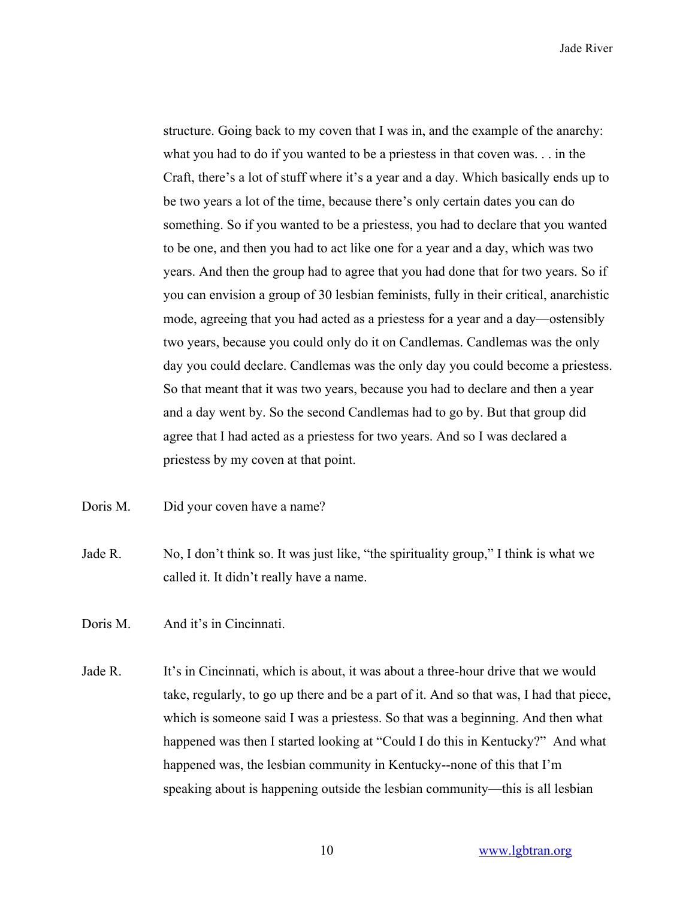structure. Going back to my coven that I was in, and the example of the anarchy: what you had to do if you wanted to be a priestess in that coven was. . . in the Craft, there's a lot of stuff where it's a year and a day. Which basically ends up to be two years a lot of the time, because there's only certain dates you can do something. So if you wanted to be a priestess, you had to declare that you wanted to be one, and then you had to act like one for a year and a day, which was two years. And then the group had to agree that you had done that for two years. So if you can envision a group of 30 lesbian feminists, fully in their critical, anarchistic mode, agreeing that you had acted as a priestess for a year and a day—ostensibly two years, because you could only do it on Candlemas. Candlemas was the only day you could declare. Candlemas was the only day you could become a priestess. So that meant that it was two years, because you had to declare and then a year and a day went by. So the second Candlemas had to go by. But that group did agree that I had acted as a priestess for two years. And so I was declared a priestess by my coven at that point.

Doris M. Did your coven have a name?

Jade R. No, I don't think so. It was just like, "the spirituality group," I think is what we called it. It didn't really have a name.

Doris M. And it's in Cincinnati.

Jade R. It's in Cincinnati, which is about, it was about a three-hour drive that we would take, regularly, to go up there and be a part of it. And so that was, I had that piece, which is someone said I was a priestess. So that was a beginning. And then what happened was then I started looking at "Could I do this in Kentucky?" And what happened was, the lesbian community in Kentucky--none of this that I'm speaking about is happening outside the lesbian community—this is all lesbian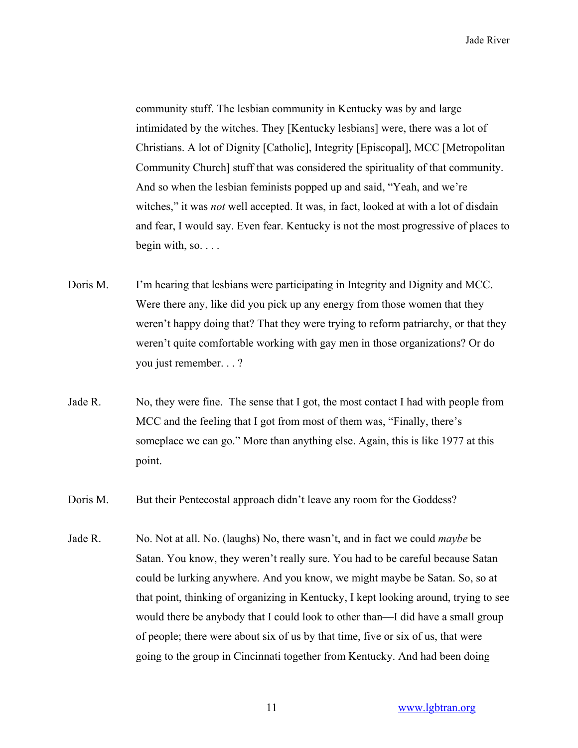community stuff. The lesbian community in Kentucky was by and large intimidated by the witches. They [Kentucky lesbians] were, there was a lot of Christians. A lot of Dignity [Catholic], Integrity [Episcopal], MCC [Metropolitan Community Church] stuff that was considered the spirituality of that community. And so when the lesbian feminists popped up and said, "Yeah, and we're witches," it was *not* well accepted. It was, in fact, looked at with a lot of disdain and fear, I would say. Even fear. Kentucky is not the most progressive of places to begin with, so. . . .

**Doris M.** I'm hearing that lesbians were participating in Integrity and Dignity and MCC. Were there any, like did you pick up any energy from those women that they weren't happy doing that? That they were trying to reform patriarchy, or that they weren't quite comfortable working with gay men in those organizations? Or do you just remember. . . ?

**Jade R.** No, they were fine. The sense that I got, the most contact I had with people from MCC and the feeling that I got from most of them was, "Finally, there's someplace we can go." More than anything else. Again, this is like 1977 at this point.

**Doris M.** But their Pentecostal approach didn't leave any room for the Goddess?

**Jade R.** No. Not at all. No. (laughs) No, there wasn't, and in fact we could *maybe* be Satan. You know, they weren't really sure. You had to be careful because Satan could be lurking anywhere. And you know, we might maybe be Satan. So, so at that point, thinking of organizing in Kentucky, I kept looking around, trying to see would there be anybody that I could look to other than—I did have a small group of people; there were about six of us by that time, five or six of us, that were going to the group in Cincinnati together from Kentucky. And had been doing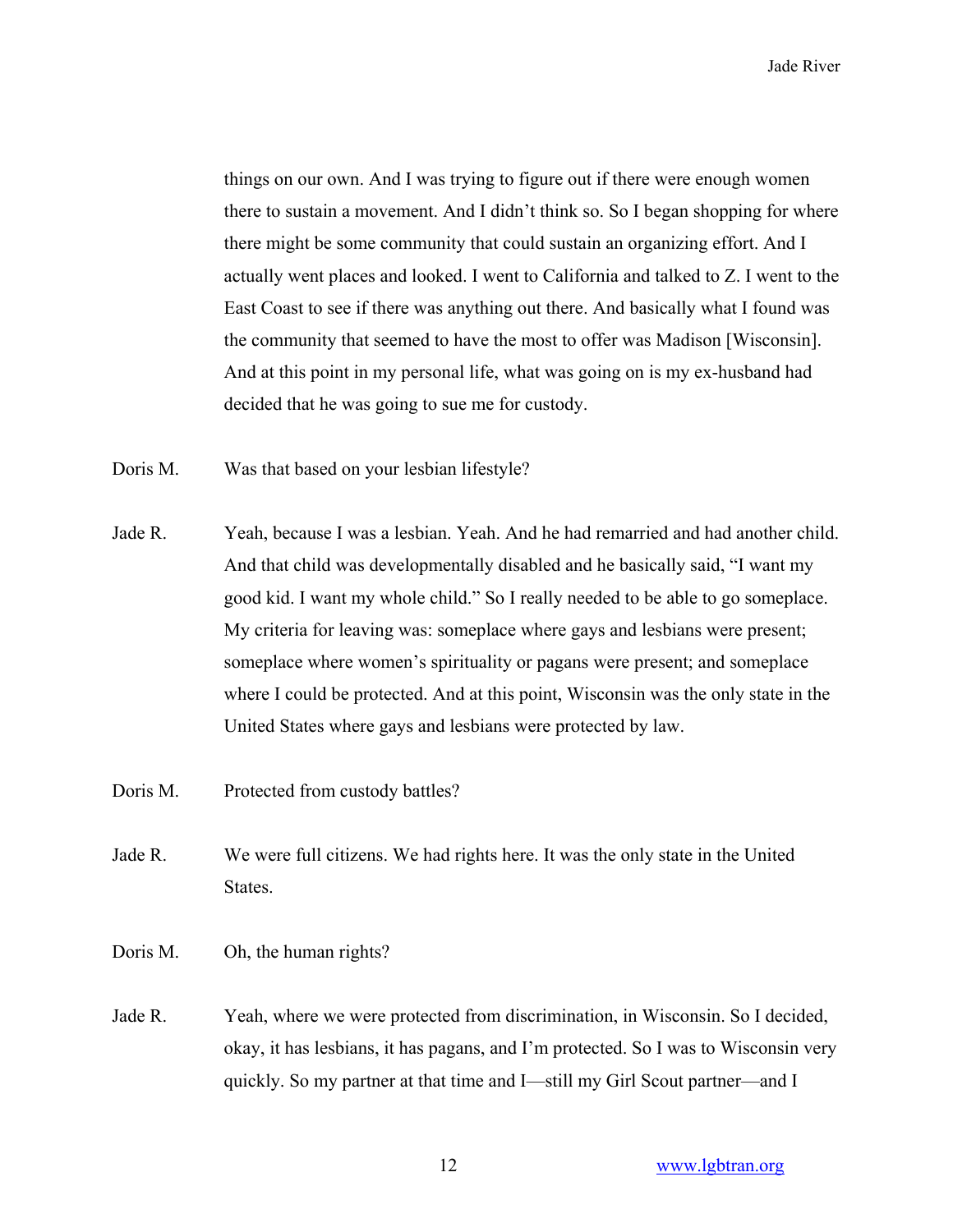things on our own. And I was trying to figure out if there were enough women there to sustain a movement. And I didn't think so. So I began shopping for where there might be some community that could sustain an organizing effort. And I actually went places and looked. I went to California and talked to Z. I went to the East Coast to see if there was anything out there. And basically what I found was the community that seemed to have the most to offer was Madison [Wisconsin]. And at this point in my personal life, what was going on is my ex-husband had decided that he was going to sue me for custody.

Doris M. Was that based on your lesbian lifestyle?

Jade R. Yeah, because I was a lesbian. Yeah. And he had remarried and had another child. And that child was developmentally disabled and he basically said, "I want my good kid. I want my whole child." So I really needed to be able to go someplace. My criteria for leaving was: someplace where gays and lesbians were present; someplace where women's spirituality or pagans were present; and someplace where I could be protected. And at this point, Wisconsin was the only state in the United States where gays and lesbians were protected by law.

Doris M. Protected from custody battles?

Jade R. We were full citizens. We had rights here. It was the only state in the United States.

Doris M. Oh, the human rights?

Jade R. Yeah, where we were protected from discrimination, in Wisconsin. So I decided, okay, it has lesbians, it has pagans, and I'm protected. So I was to Wisconsin very quickly. So my partner at that time and I—still my Girl Scout partner—and I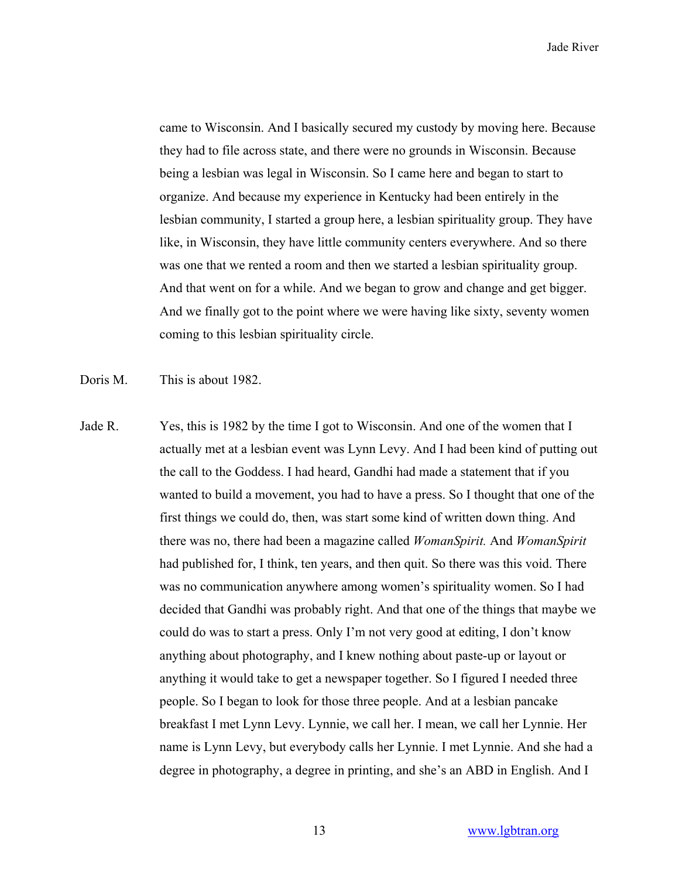came to Wisconsin. And I basically secured my custody by moving here. Because they had to file across state, and there were no grounds in Wisconsin. Because being a lesbian was legal in Wisconsin. So I came here and began to start to organize. And because my experience in Kentucky had been entirely in the lesbian community, I started a group here, a lesbian spirituality group. They have like, in Wisconsin, they have little community centers everywhere. And so there was one that we rented a room and then we started a lesbian spirituality group. And that went on for a while. And we began to grow and change and get bigger. And we finally got to the point where we were having like sixty, seventy women coming to this lesbian spirituality circle.

Doris M. This is about 1982.

Jade R. Yes, this is 1982 by the time I got to Wisconsin. And one of the women that I actually met at a lesbian event was Lynn Levy. And I had been kind of putting out the call to the Goddess. I had heard, Gandhi had made a statement that if you wanted to build a movement, you had to have a press. So I thought that one of the first things we could do, then, was start some kind of written down thing. And there was no, there had been a magazine called *WomanSpirit.* And *WomanSpirit* had published for, I think, ten years, and then quit. So there was this void. There was no communication anywhere among women's spirituality women. So I had decided that Gandhi was probably right. And that one of the things that maybe we could do was to start a press. Only I'm not very good at editing, I don't know anything about photography, and I knew nothing about paste-up or layout or anything it would take to get a newspaper together. So I figured I needed three people. So I began to look for those three people. And at a lesbian pancake breakfast I met Lynn Levy. Lynnie, we call her. I mean, we call her Lynnie. Her name is Lynn Levy, but everybody calls her Lynnie. I met Lynnie. And she had a degree in photography, a degree in printing, and she's an ABD in English. And I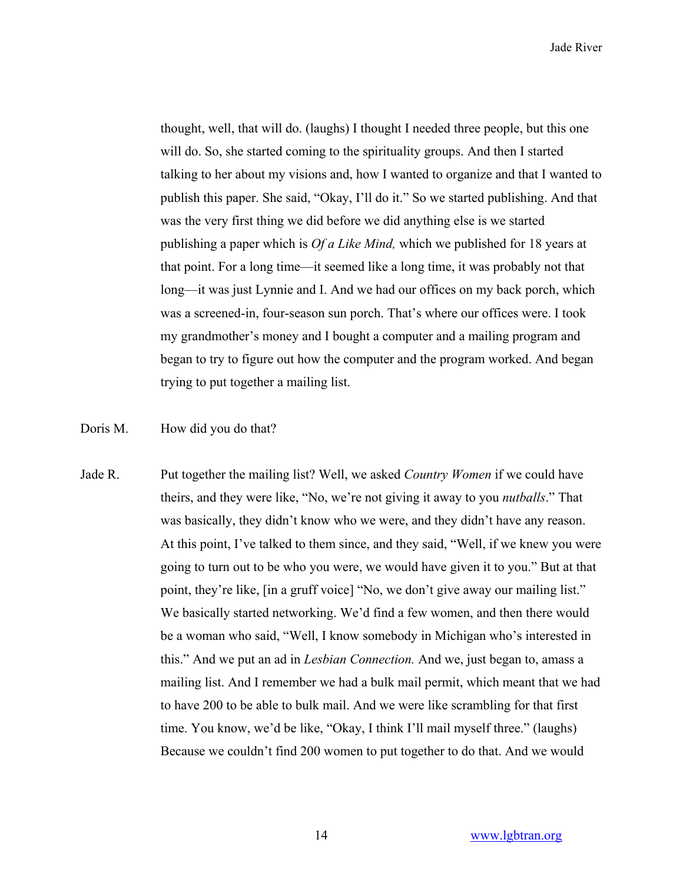thought, well, that will do. (laughs) I thought I needed three people, but this one will do. So, she started coming to the spirituality groups. And then I started talking to her about my visions and, how I wanted to organize and that I wanted to publish this paper. She said, "Okay, I'll do it." So we started publishing. And that was the very first thing we did before we did anything else is we started publishing a paper which is *Of a Like Mind,* which we published for 18 years at that point. For a long time—it seemed like a long time, it was probably not that long—it was just Lynnie and I. And we had our offices on my back porch, which was a screened-in, four-season sun porch. That's where our offices were. I took my grandmother's money and I bought a computer and a mailing program and began to try to figure out how the computer and the program worked. And began trying to put together a mailing list.

Doris M. How did you do that?

Jade R. Put together the mailing list? Well, we asked *Country Women* if we could have theirs, and they were like, "No, we're not giving it away to you *nutballs*." That was basically, they didn't know who we were, and they didn't have any reason. At this point, I've talked to them since, and they said, "Well, if we knew you were going to turn out to be who you were, we would have given it to you." But at that point, they're like, [in a gruff voice] "No, we don't give away our mailing list." We basically started networking. We'd find a few women, and then there would be a woman who said, "Well, I know somebody in Michigan who's interested in this." And we put an ad in *Lesbian Connection.* And we, just began to, amass a mailing list. And I remember we had a bulk mail permit, which meant that we had to have 200 to be able to bulk mail. And we were like scrambling for that first time. You know, we'd be like, "Okay, I think I'll mail myself three." (laughs) Because we couldn't find 200 women to put together to do that. And we would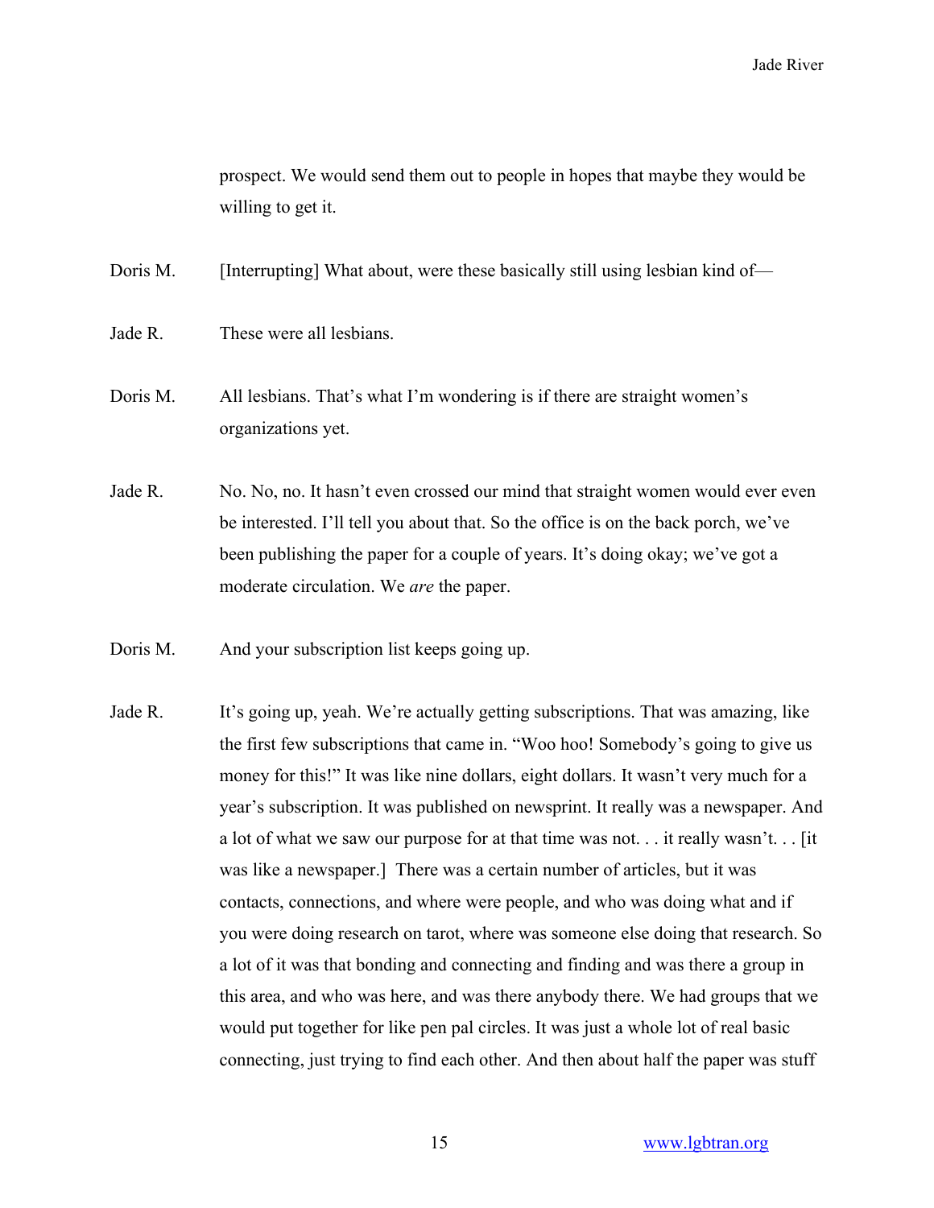prospect. We would send them out to people in hopes that maybe they would be willing to get it.

Doris M. [Interrupting] What about, were these basically still using lesbian kind of—

Jade R. These were all lesbians.

Doris M. All lesbians. That's what I'm wondering is if there are straight women's organizations yet.

Jade R. No. No, no. It hasn't even crossed our mind that straight women would ever even be interested. I'll tell you about that. So the office is on the back porch, we've been publishing the paper for a couple of years. It's doing okay; we've got a moderate circulation. We *are* the paper.

Doris M. And your subscription list keeps going up.

Jade R. It's going up, yeah. We're actually getting subscriptions. That was amazing, like the first few subscriptions that came in. "Woo hoo! Somebody's going to give us money for this!" It was like nine dollars, eight dollars. It wasn't very much for a year's subscription. It was published on newsprint. It really was a newspaper. And a lot of what we saw our purpose for at that time was not. . . it really wasn't. . . [it was like a newspaper.] There was a certain number of articles, but it was contacts, connections, and where were people, and who was doing what and if you were doing research on tarot, where was someone else doing that research. So a lot of it was that bonding and connecting and finding and was there a group in this area, and who was here, and was there anybody there. We had groups that we would put together for like pen pal circles. It was just a whole lot of real basic connecting, just trying to find each other. And then about half the paper was stuff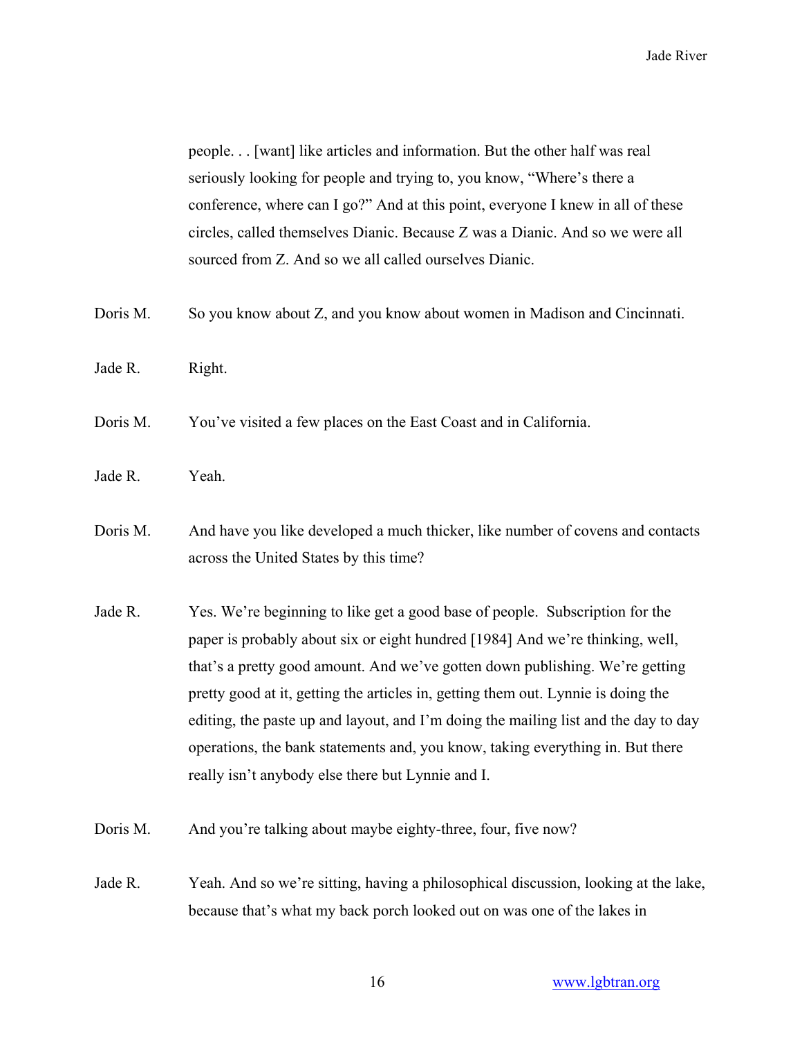people. . . [want] like articles and information. But the other half was real seriously looking for people and trying to, you know, "Where's there a conference, where can I go?" And at this point, everyone I knew in all of these circles, called themselves Dianic. Because Z was a Dianic. And so we were all sourced from Z. And so we all called ourselves Dianic.

Doris M. So you know about Z, and you know about women in Madison and Cincinnati.

Jade R. Right.

Doris M. You've visited a few places on the East Coast and in California.

Jade R. Yeah.

Doris M. And have you like developed a much thicker, like number of covens and contacts across the United States by this time?

Jade R. Yes. We're beginning to like get a good base of people. Subscription for the paper is probably about six or eight hundred [1984] And we're thinking, well, that's a pretty good amount. And we've gotten down publishing. We're getting pretty good at it, getting the articles in, getting them out. Lynnie is doing the editing, the paste up and layout, and I'm doing the mailing list and the day to day operations, the bank statements and, you know, taking everything in. But there really isn't anybody else there but Lynnie and I.

Doris M. And you're talking about maybe eighty-three, four, five now?

Jade R. Yeah. And so we're sitting, having a philosophical discussion, looking at the lake, because that's what my back porch looked out on was one of the lakes in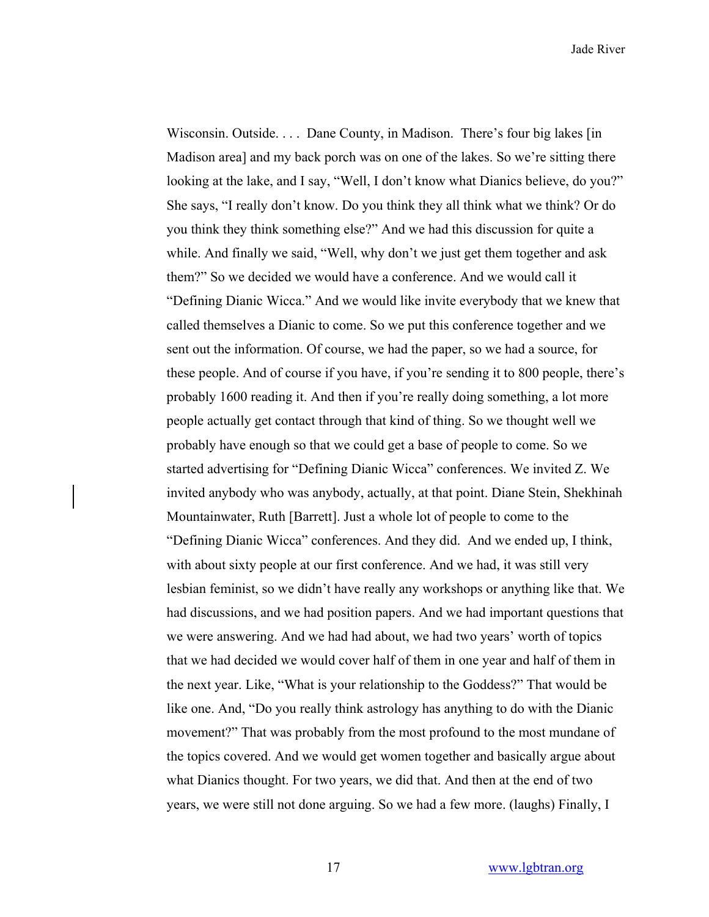Wisconsin. Outside. . . . Dane County, in Madison. There's four big lakes [in Madison area] and my back porch was on one of the lakes. So we're sitting there looking at the lake, and I say, "Well, I don't know what Dianics believe, do you?" She says, "I really don't know. Do you think they all think what we think? Or do you think they think something else?" And we had this discussion for quite a while. And finally we said, "Well, why don't we just get them together and ask them?" So we decided we would have a conference. And we would call it "Defining Dianic Wicca." And we would like invite everybody that we knew that called themselves a Dianic to come. So we put this conference together and we sent out the information. Of course, we had the paper, so we had a source, for these people. And of course if you have, if you're sending it to 800 people, there's probably 1600 reading it. And then if you're really doing something, a lot more people actually get contact through that kind of thing. So we thought well we probably have enough so that we could get a base of people to come. So we started advertising for "Defining Dianic Wicca" conferences. We invited Z. We invited anybody who was anybody, actually, at that point. Diane Stein, Shekhinah Mountainwater, Ruth [Barrett]. Just a whole lot of people to come to the "Defining Dianic Wicca" conferences. And they did. And we ended up, I think, with about sixty people at our first conference. And we had, it was still very lesbian feminist, so we didn't have really any workshops or anything like that. We had discussions, and we had position papers. And we had important questions that we were answering. And we had had about, we had two years' worth of topics that we had decided we would cover half of them in one year and half of them in the next year. Like, "What is your relationship to the Goddess?" That would be like one. And, "Do you really think astrology has anything to do with the Dianic movement?" That was probably from the most profound to the most mundane of the topics covered. And we would get women together and basically argue about what Dianics thought. For two years, we did that. And then at the end of two years, we were still not done arguing. So we had a few more. (laughs) Finally, I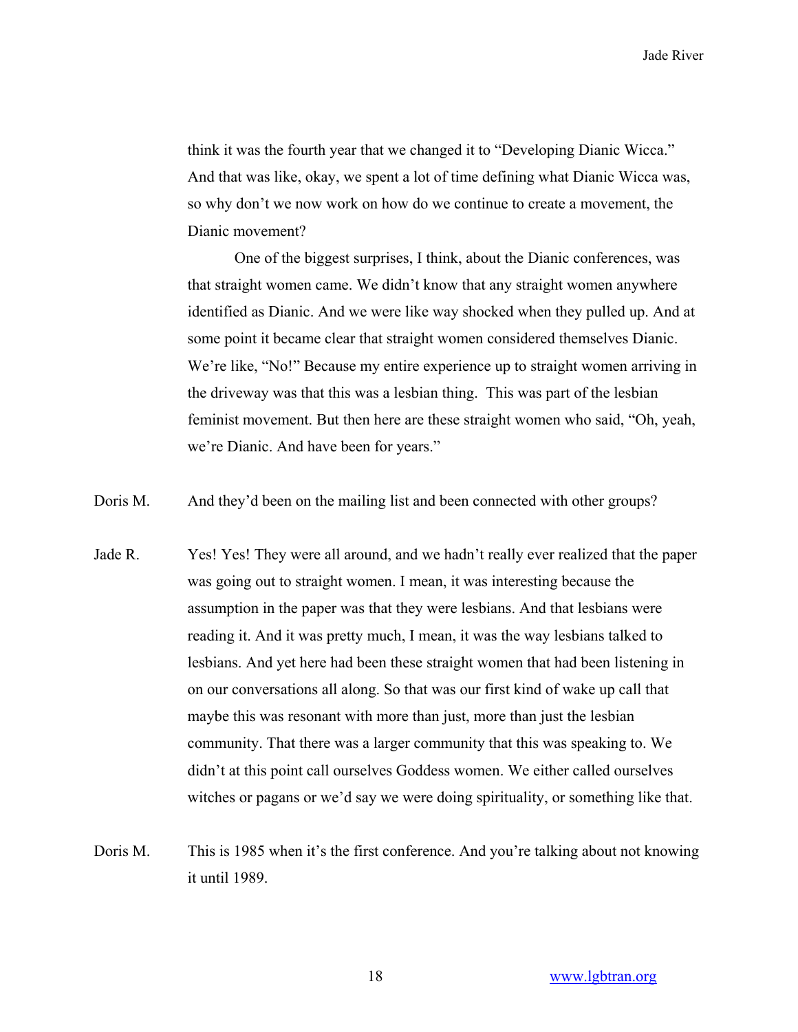think it was the fourth year that we changed it to "Developing Dianic Wicca." And that was like, okay, we spent a lot of time defining what Dianic Wicca was, so why don't we now work on how do we continue to create a movement, the Dianic movement?

One of the biggest surprises, I think, about the Dianic conferences, was that straight women came. We didn't know that any straight women anywhere identified as Dianic. And we were like way shocked when they pulled up. And at some point it became clear that straight women considered themselves Dianic. We're like, "No!" Because my entire experience up to straight women arriving in the driveway was that this was a lesbian thing. This was part of the lesbian feminist movement. But then here are these straight women who said, "Oh, yeah, we're Dianic. And have been for years."

**Doris M.** And they'd been on the mailing list and been connected with other groups?

**Jade R.** Yes! Yes! They were all around, and we hadn't really ever realized that the paper was going out to straight women. I mean, it was interesting because the assumption in the paper was that they were lesbians. And that lesbians were reading it. And it was pretty much, I mean, it was the way lesbians talked to lesbians. And yet here had been these straight women that had been listening in on our conversations all along. So that was our first kind of wake up call that maybe this was resonant with more than just, more than just the lesbian community. That there was a larger community that this was speaking to. We didn't at this point call ourselves Goddess women. We either called ourselves witches or pagans or we'd say we were doing spirituality, or something like that.

**Doris M.** This is 1985 when it's the first conference. And you're talking about not knowing it until 1989.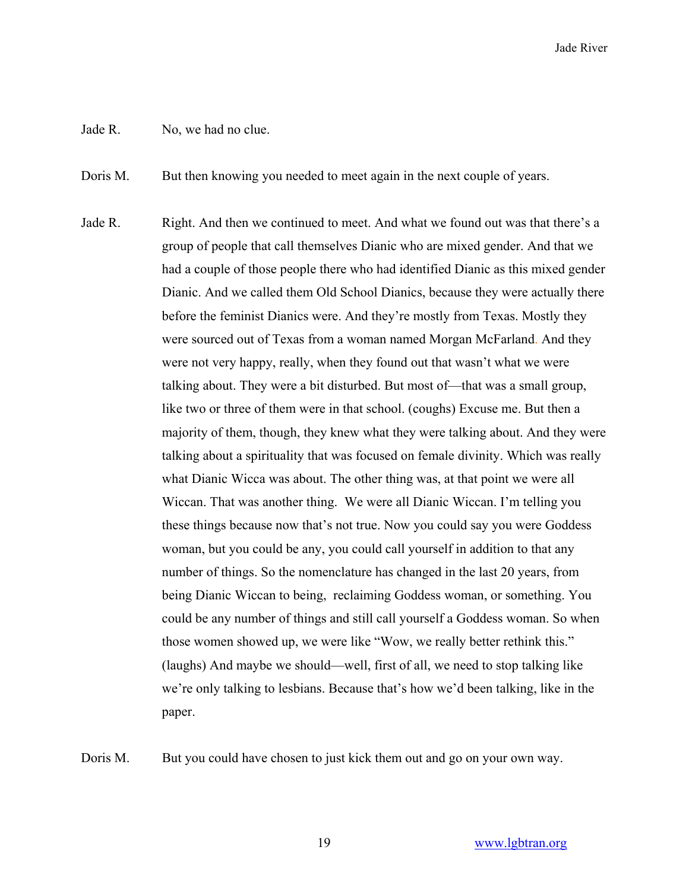Jade R. No, we had no clue.

Doris M. But then knowing you needed to meet again in the next couple of years.

Jade R. Right. And then we continued to meet. And what we found out was that there's a group of people that call themselves Dianic who are mixed gender. And that we had a couple of those people there who had identified Dianic as this mixed gender Dianic. And we called them Old School Dianics, because they were actually there before the feminist Dianics were. And they're mostly from Texas. Mostly they were sourced out of Texas from a woman named Morgan McFarland. And they were not very happy, really, when they found out that wasn't what we were talking about. They were a bit disturbed. But most of—that was a small group, like two or three of them were in that school. (coughs) Excuse me. But then a majority of them, though, they knew what they were talking about. And they were talking about a spirituality that was focused on female divinity. Which was really what Dianic Wicca was about. The other thing was, at that point we were all Wiccan. That was another thing. We were all Dianic Wiccan. I'm telling you these things because now that's not true. Now you could say you were Goddess woman, but you could be any, you could call yourself in addition to that any number of things. So the nomenclature has changed in the last 20 years, from being Dianic Wiccan to being, reclaiming Goddess woman, or something. You could be any number of things and still call yourself a Goddess woman. So when those women showed up, we were like "Wow, we really better rethink this." (laughs) And maybe we should—well, first of all, we need to stop talking like we're only talking to lesbians. Because that's how we'd been talking, like in the paper.

Doris M. But you could have chosen to just kick them out and go on your own way.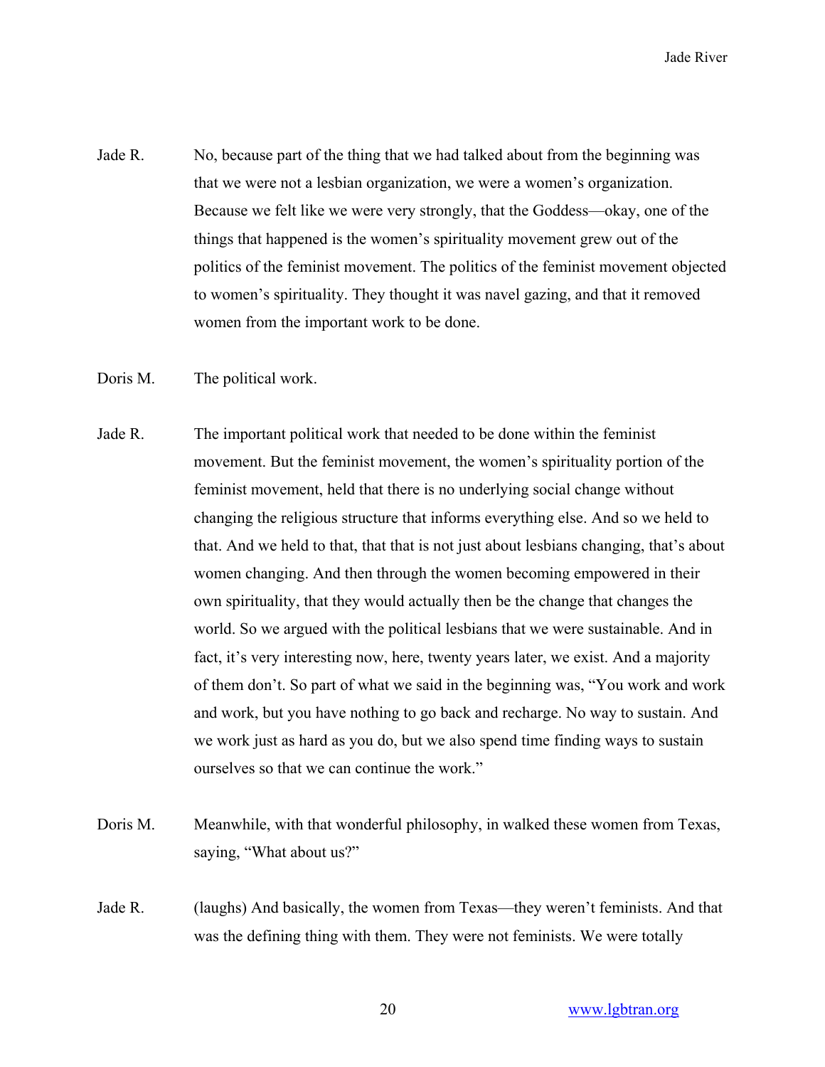Jade R. No, because part of the thing that we had talked about from the beginning was that we were not a lesbian organization, we were a women's organization. Because we felt like we were very strongly, that the Goddess—okay, one of the things that happened is the women's spirituality movement grew out of the politics of the feminist movement. The politics of the feminist movement objected to women's spirituality. They thought it was navel gazing, and that it removed women from the important work to be done.

Doris M. The political work.

Jade R. The important political work that needed to be done within the feminist movement. But the feminist movement, the women's spirituality portion of the feminist movement, held that there is no underlying social change without changing the religious structure that informs everything else. And so we held to that. And we held to that, that that is not just about lesbians changing, that's about women changing. And then through the women becoming empowered in their own spirituality, that they would actually then be the change that changes the world. So we argued with the political lesbians that we were sustainable. And in fact, it's very interesting now, here, twenty years later, we exist. And a majority of them don't. So part of what we said in the beginning was, "You work and work and work, but you have nothing to go back and recharge. No way to sustain. And we work just as hard as you do, but we also spend time finding ways to sustain ourselves so that we can continue the work."

Doris M. Meanwhile, with that wonderful philosophy, in walked these women from Texas, saying, "What about us?"

Jade R. (laughs) And basically, the women from Texas—they weren't feminists. And that was the defining thing with them. They were not feminists. We were totally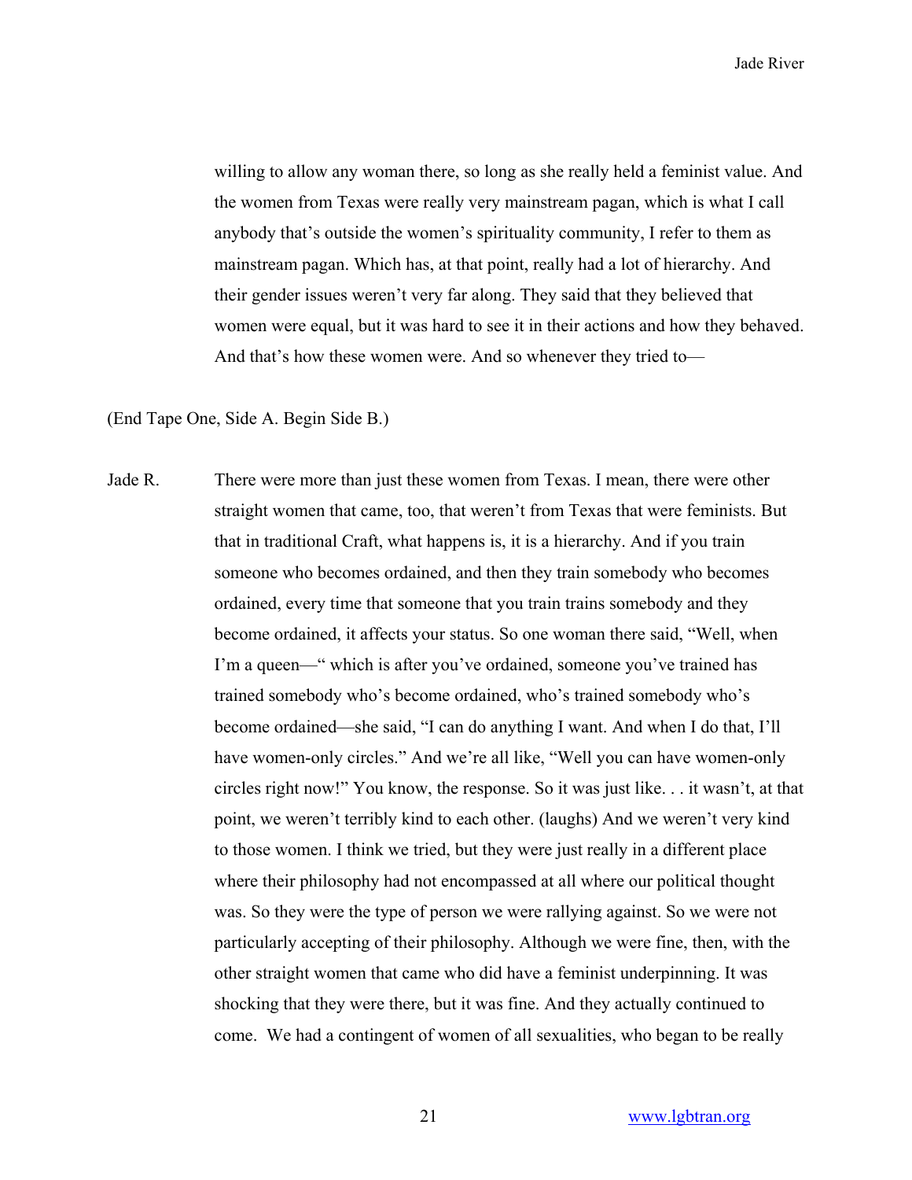willing to allow any woman there, so long as she really held a feminist value. And the women from Texas were really very mainstream pagan, which is what I call anybody that's outside the women's spirituality community, I refer to them as mainstream pagan. Which has, at that point, really had a lot of hierarchy. And their gender issues weren't very far along. They said that they believed that women were equal, but it was hard to see it in their actions and how they behaved. And that's how these women were. And so whenever they tried to—

(End Tape One, Side A. Begin Side B.)

Jade R. There were more than just these women from Texas. I mean, there were other straight women that came, too, that weren't from Texas that were feminists. But that in traditional Craft, what happens is, it is a hierarchy. And if you train someone who becomes ordained, and then they train somebody who becomes ordained, every time that someone that you train trains somebody and they become ordained, it affects your status. So one woman there said, "Well, when I'm a queen—" which is after you've ordained, someone you've trained has trained somebody who's become ordained, who's trained somebody who's become ordained—she said, "I can do anything I want. And when I do that, I'll have women-only circles." And we're all like, "Well you can have women-only circles right now!" You know, the response. So it was just like. . . it wasn't, at that point, we weren't terribly kind to each other. (laughs) And we weren't very kind to those women. I think we tried, but they were just really in a different place where their philosophy had not encompassed at all where our political thought was. So they were the type of person we were rallying against. So we were not particularly accepting of their philosophy. Although we were fine, then, with the other straight women that came who did have a feminist underpinning. It was shocking that they were there, but it was fine. And they actually continued to come. We had a contingent of women of all sexualities, who began to be really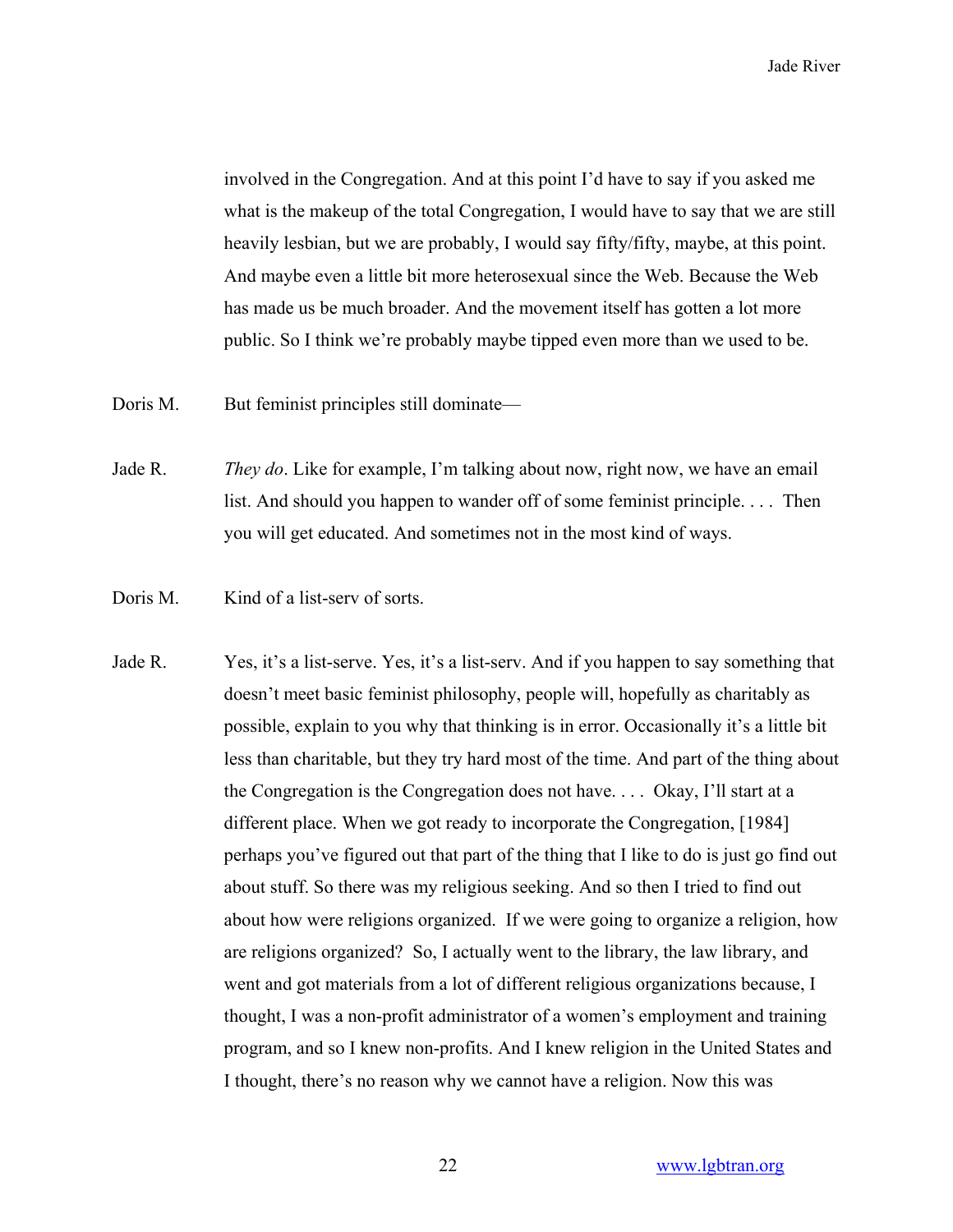involved in the Congregation. And at this point I'd have to say if you asked me what is the makeup of the total Congregation, I would have to say that we are still heavily lesbian, but we are probably, I would say fifty/fifty, maybe, at this point. And maybe even a little bit more heterosexual since the Web. Because the Web has made us be much broader. And the movement itself has gotten a lot more public. So I think we're probably maybe tipped even more than we used to be.

Doris M. But feminist principles still dominate—

Jade R. *They do*. Like for example, I'm talking about now, right now, we have an email list. And should you happen to wander off of some feminist principle. . . . Then you will get educated. And sometimes not in the most kind of ways.

Doris M. Kind of a list-serv of sorts.

Jade R. Yes, it's a list-serve. Yes, it's a list-serv. And if you happen to say something that doesn't meet basic feminist philosophy, people will, hopefully as charitably as possible, explain to you why that thinking is in error. Occasionally it's a little bit less than charitable, but they try hard most of the time. And part of the thing about the Congregation is the Congregation does not have. . . . Okay, I'll start at a different place. When we got ready to incorporate the Congregation, [1984] perhaps you've figured out that part of the thing that I like to do is just go find out about stuff. So there was my religious seeking. And so then I tried to find out about how were religions organized. If we were going to organize a religion, how are religions organized? So, I actually went to the library, the law library, and went and got materials from a lot of different religious organizations because, I thought, I was a non-profit administrator of a women's employment and training program, and so I knew non-profits. And I knew religion in the United States and I thought, there's no reason why we cannot have a religion. Now this was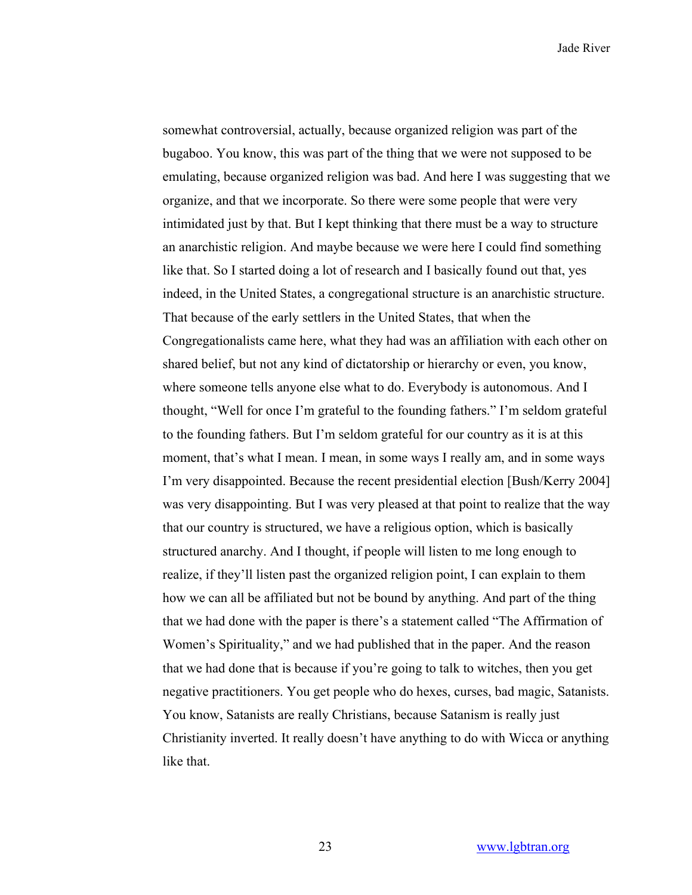somewhat controversial, actually, because organized religion was part of the bugaboo. You know, this was part of the thing that we were not supposed to be emulating, because organized religion was bad. And here I was suggesting that we organize, and that we incorporate. So there were some people that were very intimidated just by that. But I kept thinking that there must be a way to structure an anarchistic religion. And maybe because we were here I could find something like that. So I started doing a lot of research and I basically found out that, yes indeed, in the United States, a congregational structure is an anarchistic structure. That because of the early settlers in the United States, that when the Congregationalists came here, what they had was an affiliation with each other on shared belief, but not any kind of dictatorship or hierarchy or even, you know, where someone tells anyone else what to do. Everybody is autonomous. And I thought, "Well for once I'm grateful to the founding fathers." I'm seldom grateful to the founding fathers. But I'm seldom grateful for our country as it is at this moment, that's what I mean. I mean, in some ways I really am, and in some ways I'm very disappointed. Because the recent presidential election [Bush/Kerry 2004] was very disappointing. But I was very pleased at that point to realize that the way that our country is structured, we have a religious option, which is basically structured anarchy. And I thought, if people will listen to me long enough to realize, if they'll listen past the organized religion point, I can explain to them how we can all be affiliated but not be bound by anything. And part of the thing that we had done with the paper is there's a statement called "The Affirmation of Women's Spirituality," and we had published that in the paper. And the reason that we had done that is because if you're going to talk to witches, then you get negative practitioners. You get people who do hexes, curses, bad magic, Satanists. You know, Satanists are really Christians, because Satanism is really just Christianity inverted. It really doesn't have anything to do with Wicca or anything like that.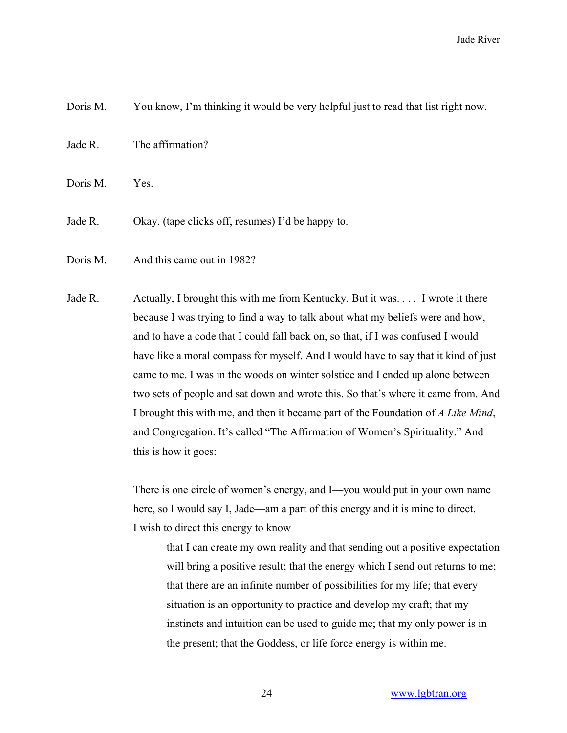Doris M. You know, I'm thinking it would be very helpful just to read that list right now.

Jade R. The affirmation?

Doris M. Yes.

Jade R. Okay. (tape clicks off, resumes) I'd be happy to.

Doris M. And this came out in 1982?

Jade R. Actually, I brought this with me from Kentucky. But it was. . . . I wrote it there because I was trying to find a way to talk about what my beliefs were and how, and to have a code that I could fall back on, so that, if I was confused I would have like a moral compass for myself. And I would have to say that it kind of just came to me. I was in the woods on winter solstice and I ended up alone between two sets of people and sat down and wrote this. So that's where it came from. And I brought this with me, and then it became part of the Foundation of *A Like Mind*, and Congregation. It's called "The Affirmation of Women's Spirituality." And this is how it goes:

> There is one circle of women's energy, and I—you would put in your own name here, so I would say I, Jade—am a part of this energy and it is mine to direct. I wish to direct this energy to know
>
> > that I can create my own reality and that sending out a positive expectation will bring a positive result; that the energy which I send out returns to me; that there are an infinite number of possibilities for my life; that every situation is an opportunity to practice and develop my craft; that my instincts and intuition can be used to guide me; that my only power is in the present; that the Goddess, or life force energy is within me.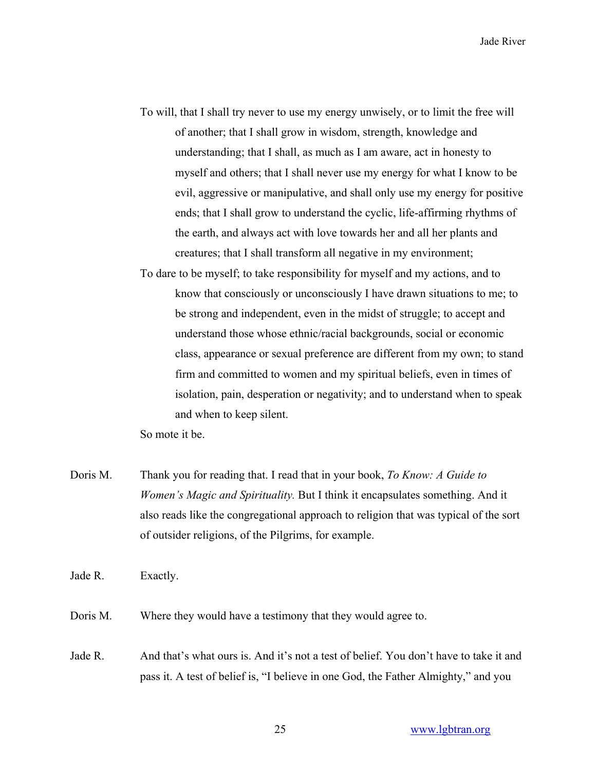To will, that I shall try never to use my energy unwisely, or to limit the free will of another; that I shall grow in wisdom, strength, knowledge and understanding; that I shall, as much as I am aware, act in honesty to myself and others; that I shall never use my energy for what I know to be evil, aggressive or manipulative, and shall only use my energy for positive ends; that I shall grow to understand the cyclic, life-affirming rhythms of the earth, and always act with love towards her and all her plants and creatures; that I shall transform all negative in my environment;

To dare to be myself; to take responsibility for myself and my actions, and to know that consciously or unconsciously I have drawn situations to me; to be strong and independent, even in the midst of struggle; to accept and understand those whose ethnic/racial backgrounds, social or economic class, appearance or sexual preference are different from my own; to stand firm and committed to women and my spiritual beliefs, even in times of isolation, pain, desperation or negativity; and to understand when to speak and when to keep silent.

So mote it be.

Doris M. Thank you for reading that. I read that in your book, *To Know: A Guide to Women's Magic and Spirituality.* But I think it encapsulates something. And it also reads like the congregational approach to religion that was typical of the sort of outsider religions, of the Pilgrims, for example.

Jade R. Exactly.

Doris M. Where they would have a testimony that they would agree to.

Jade R. And that's what ours is. And it's not a test of belief. You don't have to take it and pass it. A test of belief is, "I believe in one God, the Father Almighty," and you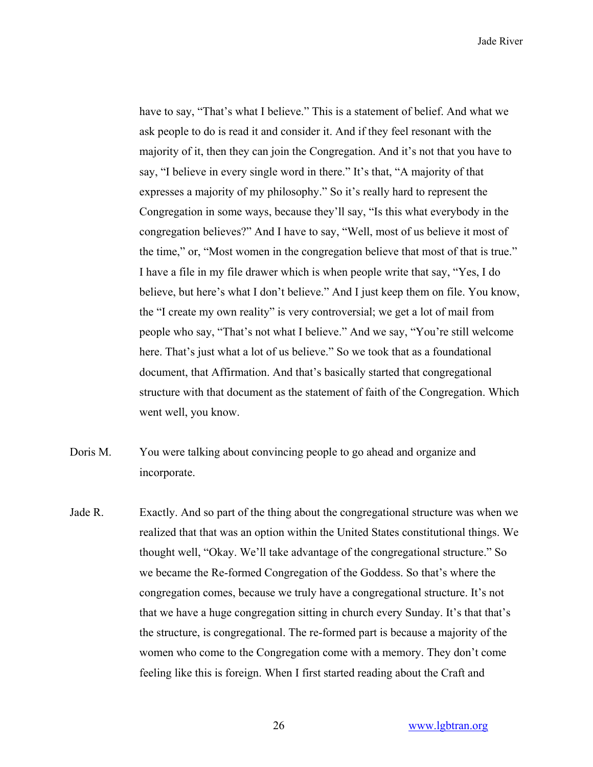have to say, "That's what I believe." This is a statement of belief. And what we ask people to do is read it and consider it. And if they feel resonant with the majority of it, then they can join the Congregation. And it's not that you have to say, "I believe in every single word in there." It's that, "A majority of that expresses a majority of my philosophy." So it's really hard to represent the Congregation in some ways, because they'll say, "Is this what everybody in the congregation believes?" And I have to say, "Well, most of us believe it most of the time," or, "Most women in the congregation believe that most of that is true." I have a file in my file drawer which is when people write that say, "Yes, I do believe, but here's what I don't believe." And I just keep them on file. You know, the "I create my own reality" is very controversial; we get a lot of mail from people who say, "That's not what I believe." And we say, "You're still welcome here. That's just what a lot of us believe." So we took that as a foundational document, that Affirmation. And that's basically started that congregational structure with that document as the statement of faith of the Congregation. Which went well, you know.

Doris M. You were talking about convincing people to go ahead and organize and incorporate.

Jade R. Exactly. And so part of the thing about the congregational structure was when we realized that that was an option within the United States constitutional things. We thought well, "Okay. We'll take advantage of the congregational structure." So we became the Re-formed Congregation of the Goddess. So that's where the congregation comes, because we truly have a congregational structure. It's not that we have a huge congregation sitting in church every Sunday. It's that that's the structure, is congregational. The re-formed part is because a majority of the women who come to the Congregation come with a memory. They don't come feeling like this is foreign. When I first started reading about the Craft and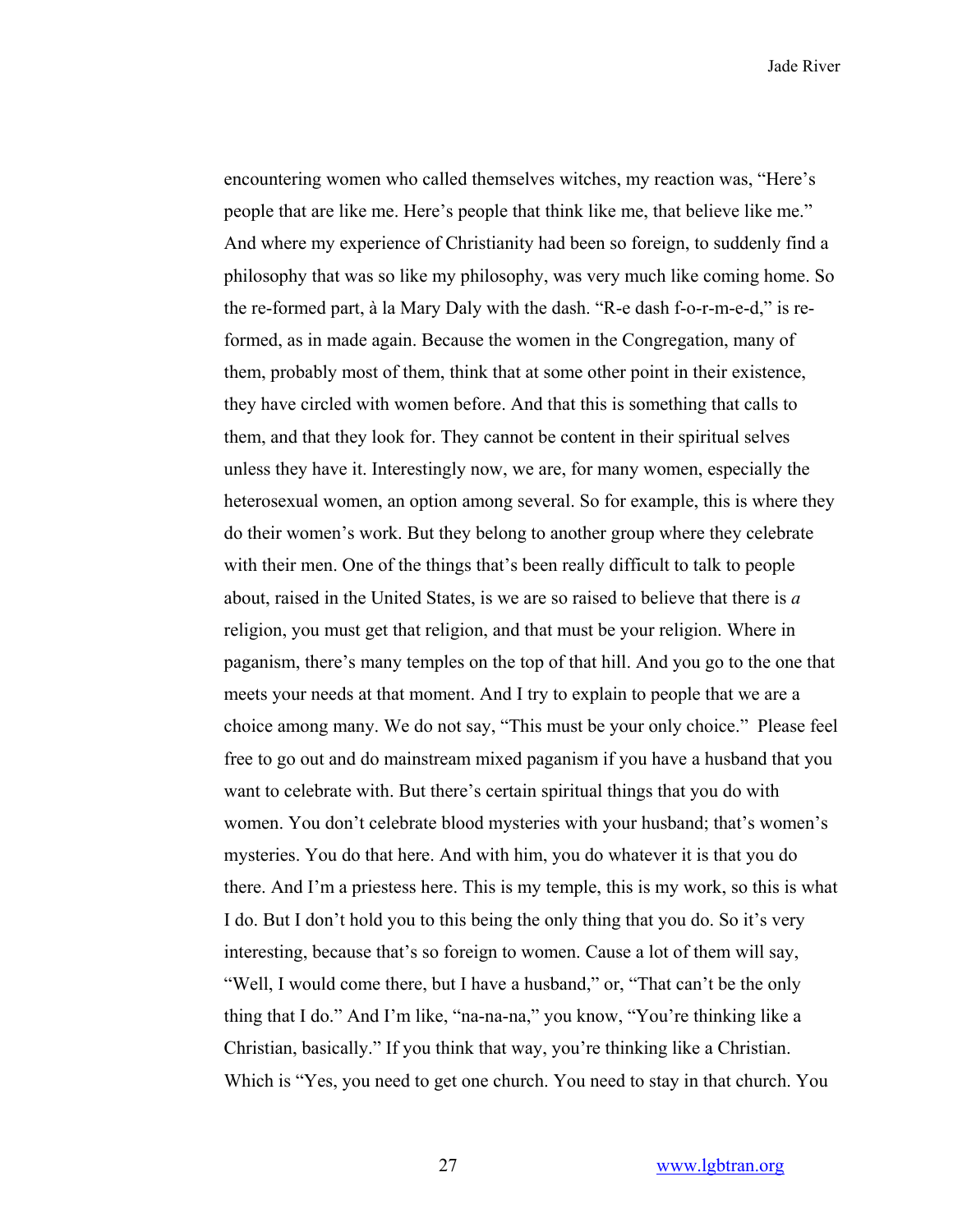encountering women who called themselves witches, my reaction was, "Here's people that are like me. Here's people that think like me, that believe like me." And where my experience of Christianity had been so foreign, to suddenly find a philosophy that was so like my philosophy, was very much like coming home. So the re-formed part, à la Mary Daly with the dash. "R-e dash f-o-r-m-e-d," is re-formed, as in made again. Because the women in the Congregation, many of them, probably most of them, think that at some other point in their existence, they have circled with women before. And that this is something that calls to them, and that they look for. They cannot be content in their spiritual selves unless they have it. Interestingly now, we are, for many women, especially the heterosexual women, an option among several. So for example, this is where they do their women's work. But they belong to another group where they celebrate with their men. One of the things that's been really difficult to talk to people about, raised in the United States, is we are so raised to believe that there is *a* religion, you must get that religion, and that must be your religion. Where in paganism, there's many temples on the top of that hill. And you go to the one that meets your needs at that moment. And I try to explain to people that we are a choice among many. We do not say, "This must be your only choice." Please feel free to go out and do mainstream mixed paganism if you have a husband that you want to celebrate with. But there's certain spiritual things that you do with women. You don't celebrate blood mysteries with your husband; that's women's mysteries. You do that here. And with him, you do whatever it is that you do there. And I'm a priestess here. This is my temple, this is my work, so this is what I do. But I don't hold you to this being the only thing that you do. So it's very interesting, because that's so foreign to women. Cause a lot of them will say, "Well, I would come there, but I have a husband," or, "That can't be the only thing that I do." And I'm like, "na-na-na," you know, "You're thinking like a Christian, basically." If you think that way, you're thinking like a Christian. Which is "Yes, you need to get one church. You need to stay in that church. You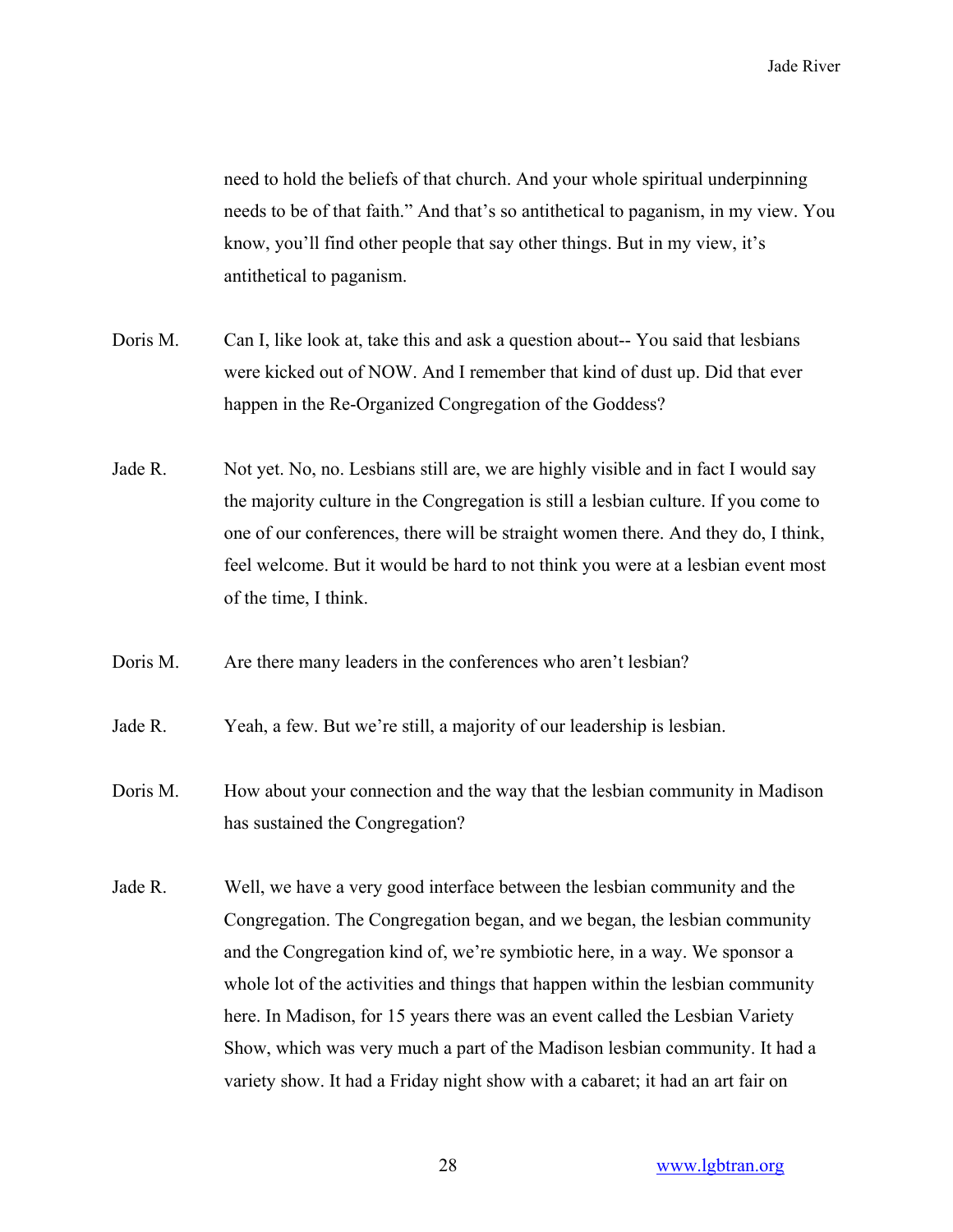need to hold the beliefs of that church. And your whole spiritual underpinning needs to be of that faith." And that's so antithetical to paganism, in my view. You know, you'll find other people that say other things. But in my view, it's antithetical to paganism.

Doris M. Can I, like look at, take this and ask a question about-- You said that lesbians were kicked out of NOW. And I remember that kind of dust up. Did that ever happen in the Re-Organized Congregation of the Goddess?

Jade R. Not yet. No, no. Lesbians still are, we are highly visible and in fact I would say the majority culture in the Congregation is still a lesbian culture. If you come to one of our conferences, there will be straight women there. And they do, I think, feel welcome. But it would be hard to not think you were at a lesbian event most of the time, I think.

Doris M. Are there many leaders in the conferences who aren't lesbian?

Jade R. Yeah, a few. But we're still, a majority of our leadership is lesbian.

Doris M. How about your connection and the way that the lesbian community in Madison has sustained the Congregation?

Jade R. Well, we have a very good interface between the lesbian community and the Congregation. The Congregation began, and we began, the lesbian community and the Congregation kind of, we're symbiotic here, in a way. We sponsor a whole lot of the activities and things that happen within the lesbian community here. In Madison, for 15 years there was an event called the Lesbian Variety Show, which was very much a part of the Madison lesbian community. It had a variety show. It had a Friday night show with a cabaret; it had an art fair on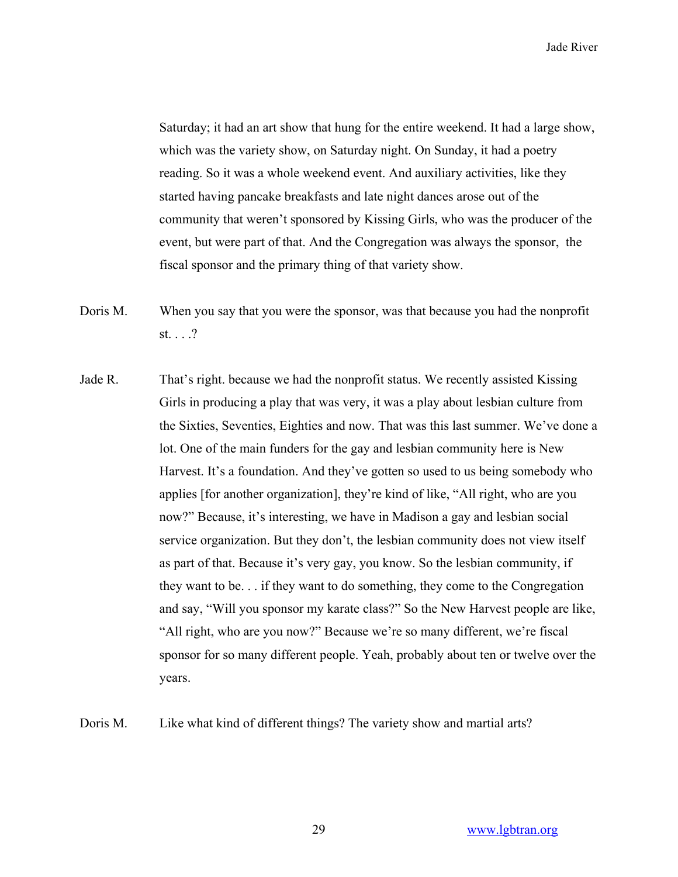Saturday; it had an art show that hung for the entire weekend. It had a large show, which was the variety show, on Saturday night. On Sunday, it had a poetry reading. So it was a whole weekend event. And auxiliary activities, like they started having pancake breakfasts and late night dances arose out of the community that weren't sponsored by Kissing Girls, who was the producer of the event, but were part of that. And the Congregation was always the sponsor, the fiscal sponsor and the primary thing of that variety show.

Doris M. When you say that you were the sponsor, was that because you had the nonprofit st. . . .?

Jade R. That's right. because we had the nonprofit status. We recently assisted Kissing Girls in producing a play that was very, it was a play about lesbian culture from the Sixties, Seventies, Eighties and now. That was this last summer. We've done a lot. One of the main funders for the gay and lesbian community here is New Harvest. It's a foundation. And they've gotten so used to us being somebody who applies [for another organization], they're kind of like, "All right, who are you now?" Because, it's interesting, we have in Madison a gay and lesbian social service organization. But they don't, the lesbian community does not view itself as part of that. Because it's very gay, you know. So the lesbian community, if they want to be. . . if they want to do something, they come to the Congregation and say, "Will you sponsor my karate class?" So the New Harvest people are like, "All right, who are you now?" Because we're so many different, we're fiscal sponsor for so many different people. Yeah, probably about ten or twelve over the years.

Doris M. Like what kind of different things? The variety show and martial arts?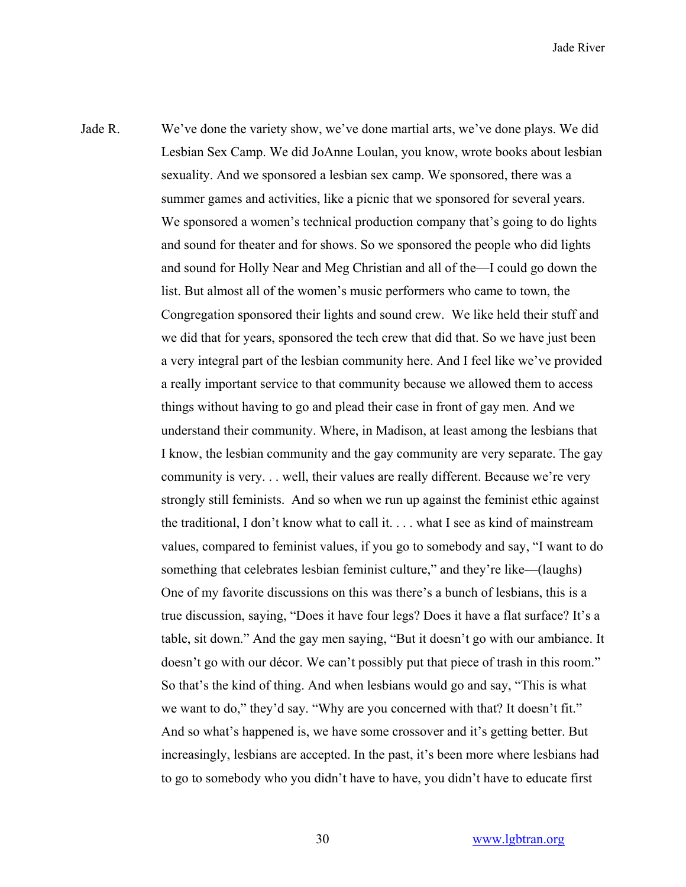Jade R. We've done the variety show, we've done martial arts, we've done plays. We did Lesbian Sex Camp. We did JoAnne Loulan, you know, wrote books about lesbian sexuality. And we sponsored a lesbian sex camp. We sponsored, there was a summer games and activities, like a picnic that we sponsored for several years. We sponsored a women's technical production company that's going to do lights and sound for theater and for shows. So we sponsored the people who did lights and sound for Holly Near and Meg Christian and all of the—I could go down the list. But almost all of the women's music performers who came to town, the Congregation sponsored their lights and sound crew. We like held their stuff and we did that for years, sponsored the tech crew that did that. So we have just been a very integral part of the lesbian community here. And I feel like we've provided a really important service to that community because we allowed them to access things without having to go and plead their case in front of gay men. And we understand their community. Where, in Madison, at least among the lesbians that I know, the lesbian community and the gay community are very separate. The gay community is very. . . well, their values are really different. Because we're very strongly still feminists. And so when we run up against the feminist ethic against the traditional, I don't know what to call it. . . . what I see as kind of mainstream values, compared to feminist values, if you go to somebody and say, "I want to do something that celebrates lesbian feminist culture," and they're like—(laughs) One of my favorite discussions on this was there's a bunch of lesbians, this is a true discussion, saying, "Does it have four legs? Does it have a flat surface? It's a table, sit down." And the gay men saying, "But it doesn't go with our ambiance. It doesn't go with our décor. We can't possibly put that piece of trash in this room." So that's the kind of thing. And when lesbians would go and say, "This is what we want to do," they'd say. "Why are you concerned with that? It doesn't fit." And so what's happened is, we have some crossover and it's getting better. But increasingly, lesbians are accepted. In the past, it's been more where lesbians had to go to somebody who you didn't have to have, you didn't have to educate first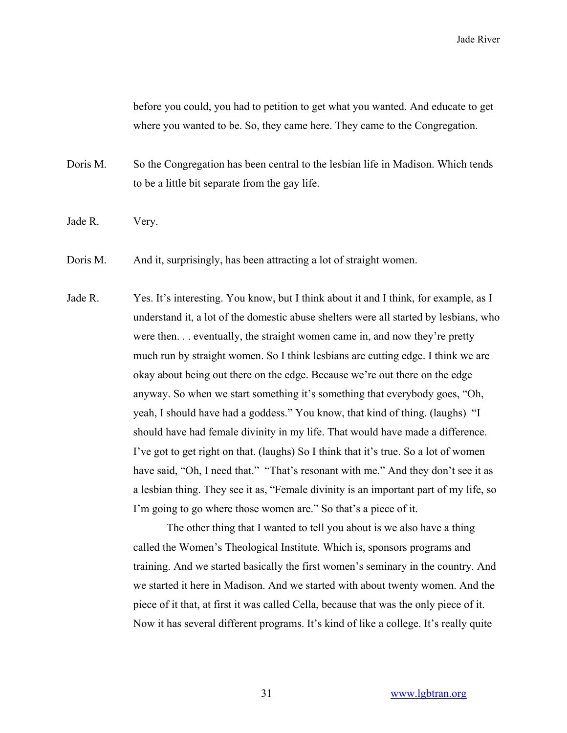before you could, you had to petition to get what you wanted. And educate to get where you wanted to be. So, they came here. They came to the Congregation.

Doris M. So the Congregation has been central to the lesbian life in Madison. Which tends to be a little bit separate from the gay life.

Jade R. Very.

Doris M. And it, surprisingly, has been attracting a lot of straight women.

Jade R. Yes. It's interesting. You know, but I think about it and I think, for example, as I understand it, a lot of the domestic abuse shelters were all started by lesbians, who were then. . . eventually, the straight women came in, and now they're pretty much run by straight women. So I think lesbians are cutting edge. I think we are okay about being out there on the edge. Because we're out there on the edge anyway. So when we start something it's something that everybody goes, "Oh, yeah, I should have had a goddess." You know, that kind of thing. (laughs) "I should have had female divinity in my life. That would have made a difference. I've got to get right on that. (laughs) So I think that it's true. So a lot of women have said, "Oh, I need that." "That's resonant with me." And they don't see it as a lesbian thing. They see it as, "Female divinity is an important part of my life, so I'm going to go where those women are." So that's a piece of it.

The other thing that I wanted to tell you about is we also have a thing called the Women's Theological Institute. Which is, sponsors programs and training. And we started basically the first women's seminary in the country. And we started it here in Madison. And we started with about twenty women. And the piece of it that, at first it was called Cella, because that was the only piece of it. Now it has several different programs. It's kind of like a college. It's really quite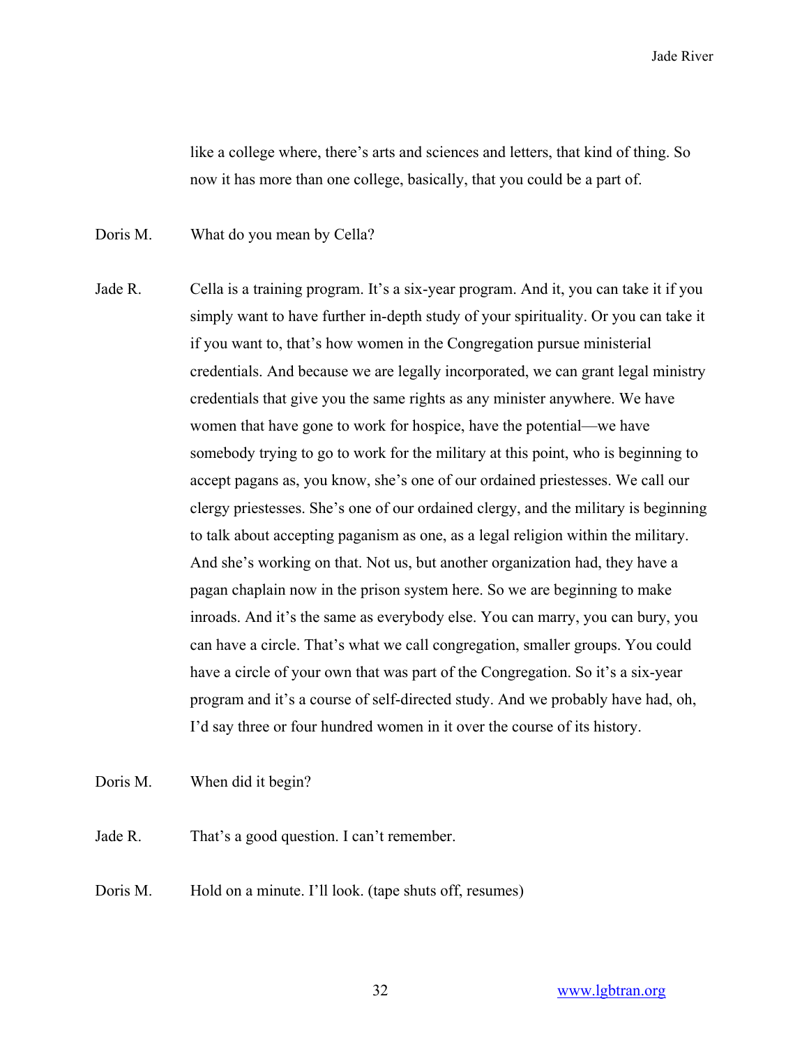like a college where, there's arts and sciences and letters, that kind of thing. So now it has more than one college, basically, that you could be a part of.

Doris M. What do you mean by Cella?

Jade R. Cella is a training program. It's a six-year program. And it, you can take it if you simply want to have further in-depth study of your spirituality. Or you can take it if you want to, that's how women in the Congregation pursue ministerial credentials. And because we are legally incorporated, we can grant legal ministry credentials that give you the same rights as any minister anywhere. We have women that have gone to work for hospice, have the potential—we have somebody trying to go to work for the military at this point, who is beginning to accept pagans as, you know, she's one of our ordained priestesses. We call our clergy priestesses. She's one of our ordained clergy, and the military is beginning to talk about accepting paganism as one, as a legal religion within the military. And she's working on that. Not us, but another organization had, they have a pagan chaplain now in the prison system here. So we are beginning to make inroads. And it's the same as everybody else. You can marry, you can bury, you can have a circle. That's what we call congregation, smaller groups. You could have a circle of your own that was part of the Congregation. So it's a six-year program and it's a course of self-directed study. And we probably have had, oh, I'd say three or four hundred women in it over the course of its history.

Doris M. When did it begin?

Jade R. That's a good question. I can't remember.

Doris M. Hold on a minute. I'll look. (tape shuts off, resumes)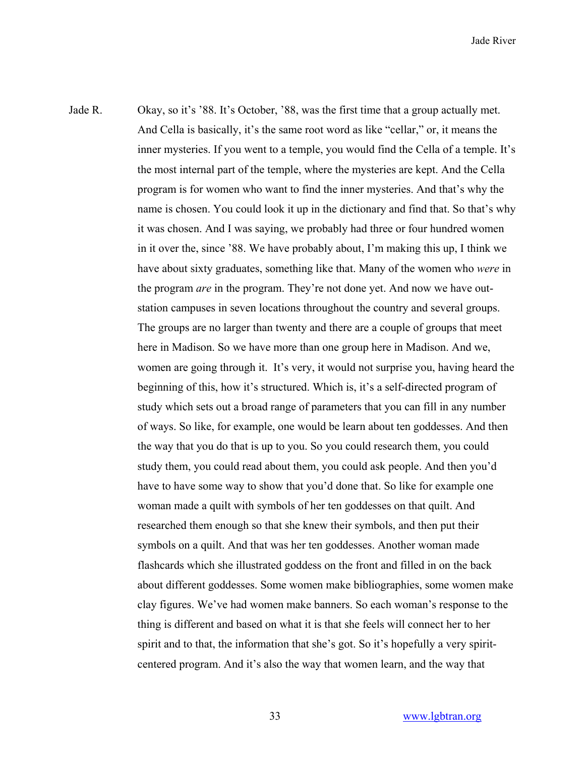Jade R. Okay, so it's '88. It's October, '88, was the first time that a group actually met. And Cella is basically, it's the same root word as like "cellar," or, it means the inner mysteries. If you went to a temple, you would find the Cella of a temple. It's the most internal part of the temple, where the mysteries are kept. And the Cella program is for women who want to find the inner mysteries. And that's why the name is chosen. You could look it up in the dictionary and find that. So that's why it was chosen. And I was saying, we probably had three or four hundred women in it over the, since '88. We have probably about, I'm making this up, I think we have about sixty graduates, something like that. Many of the women who *were* in the program *are* in the program. They're not done yet. And now we have out-station campuses in seven locations throughout the country and several groups. The groups are no larger than twenty and there are a couple of groups that meet here in Madison. So we have more than one group here in Madison. And we, women are going through it. It's very, it would not surprise you, having heard the beginning of this, how it's structured. Which is, it's a self-directed program of study which sets out a broad range of parameters that you can fill in any number of ways. So like, for example, one would be learn about ten goddesses. And then the way that you do that is up to you. So you could research them, you could study them, you could read about them, you could ask people. And then you'd have to have some way to show that you'd done that. So like for example one woman made a quilt with symbols of her ten goddesses on that quilt. And researched them enough so that she knew their symbols, and then put their symbols on a quilt. And that was her ten goddesses. Another woman made flashcards which she illustrated goddess on the front and filled in on the back about different goddesses. Some women make bibliographies, some women make clay figures. We've had women make banners. So each woman's response to the thing is different and based on what it is that she feels will connect her to her spirit and to that, the information that she's got. So it's hopefully a very spirit-centered program. And it's also the way that women learn, and the way that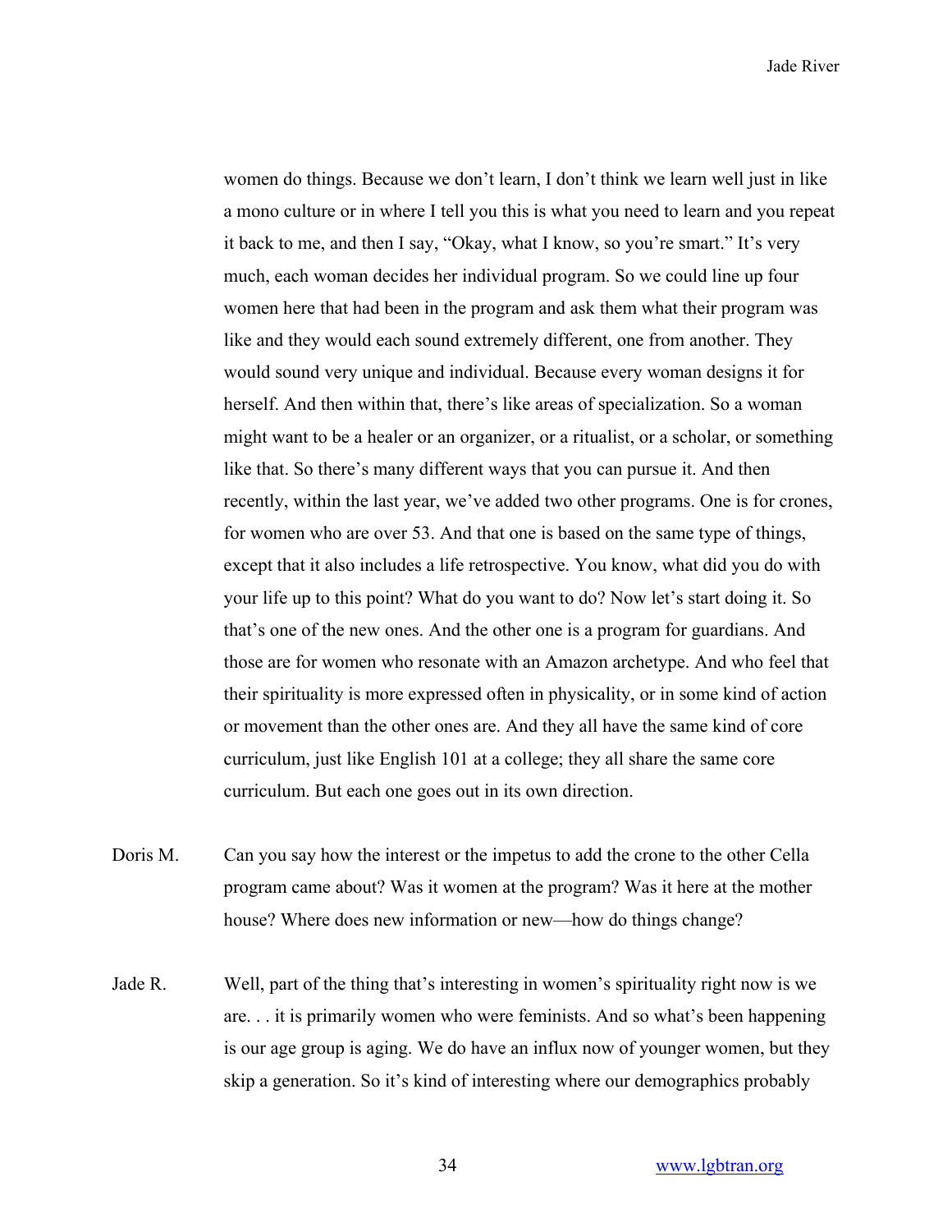women do things. Because we don't learn, I don't think we learn well just in like a mono culture or in where I tell you this is what you need to learn and you repeat it back to me, and then I say, "Okay, what I know, so you're smart." It's very much, each woman decides her individual program. So we could line up four women here that had been in the program and ask them what their program was like and they would each sound extremely different, one from another. They would sound very unique and individual. Because every woman designs it for herself. And then within that, there's like areas of specialization. So a woman might want to be a healer or an organizer, or a ritualist, or a scholar, or something like that. So there's many different ways that you can pursue it. And then recently, within the last year, we've added two other programs. One is for crones, for women who are over 53. And that one is based on the same type of things, except that it also includes a life retrospective. You know, what did you do with your life up to this point? What do you want to do? Now let's start doing it. So that's one of the new ones. And the other one is a program for guardians. And those are for women who resonate with an Amazon archetype. And who feel that their spirituality is more expressed often in physicality, or in some kind of action or movement than the other ones are. And they all have the same kind of core curriculum, just like English 101 at a college; they all share the same core curriculum. But each one goes out in its own direction.

Doris M. Can you say how the interest or the impetus to add the crone to the other Cella program came about? Was it women at the program? Was it here at the mother house? Where does new information or new—how do things change?

Jade R. Well, part of the thing that's interesting in women's spirituality right now is we are. . . it is primarily women who were feminists. And so what's been happening is our age group is aging. We do have an influx now of younger women, but they skip a generation. So it's kind of interesting where our demographics probably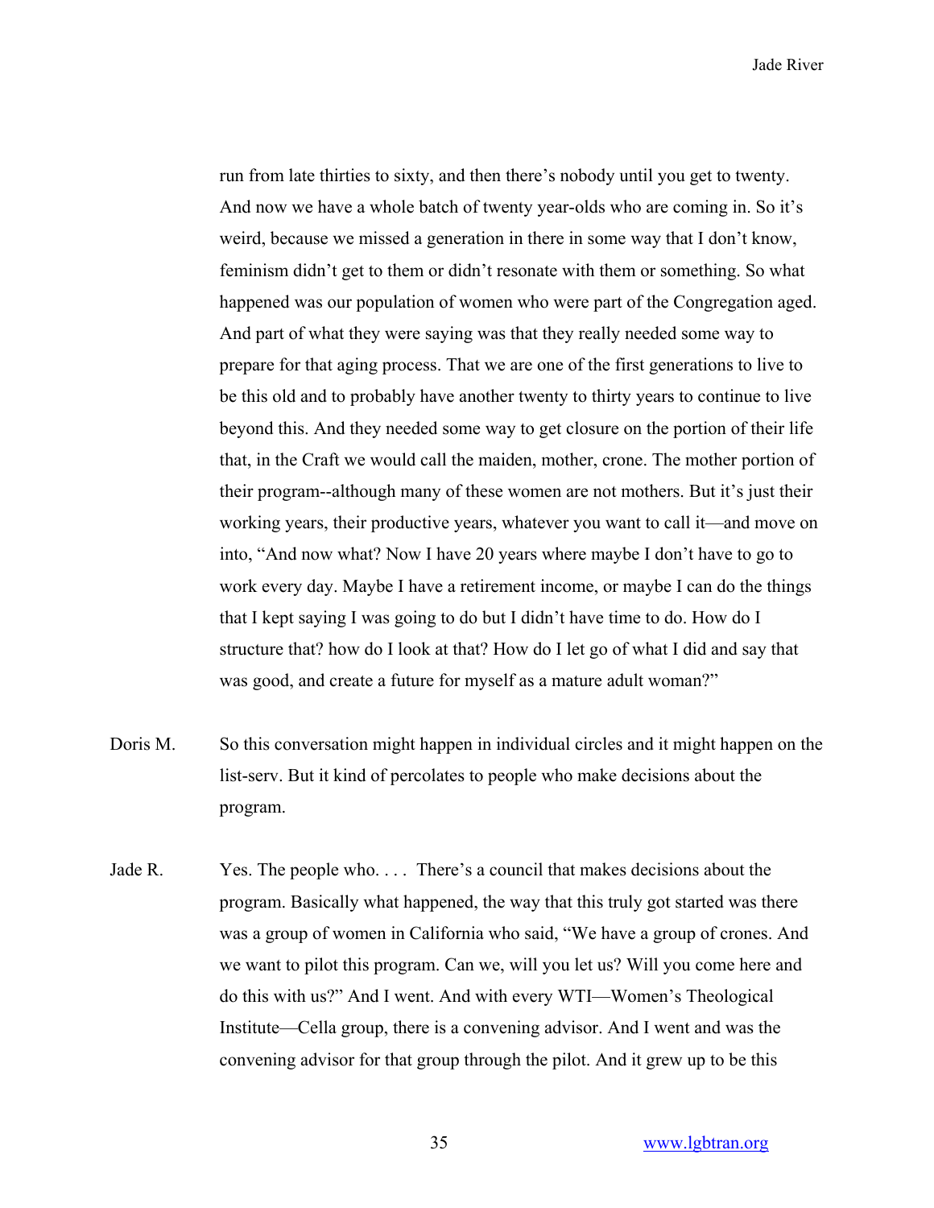run from late thirties to sixty, and then there's nobody until you get to twenty. And now we have a whole batch of twenty year-olds who are coming in. So it's weird, because we missed a generation in there in some way that I don't know, feminism didn't get to them or didn't resonate with them or something. So what happened was our population of women who were part of the Congregation aged. And part of what they were saying was that they really needed some way to prepare for that aging process. That we are one of the first generations to live to be this old and to probably have another twenty to thirty years to continue to live beyond this. And they needed some way to get closure on the portion of their life that, in the Craft we would call the maiden, mother, crone. The mother portion of their program--although many of these women are not mothers. But it's just their working years, their productive years, whatever you want to call it—and move on into, "And now what? Now I have 20 years where maybe I don't have to go to work every day. Maybe I have a retirement income, or maybe I can do the things that I kept saying I was going to do but I didn't have time to do. How do I structure that? how do I look at that? How do I let go of what I did and say that was good, and create a future for myself as a mature adult woman?"

Doris M. So this conversation might happen in individual circles and it might happen on the list-serv. But it kind of percolates to people who make decisions about the program.

Jade R. Yes. The people who. . . . There's a council that makes decisions about the program. Basically what happened, the way that this truly got started was there was a group of women in California who said, "We have a group of crones. And we want to pilot this program. Can we, will you let us? Will you come here and do this with us?" And I went. And with every WTI—Women's Theological Institute—Cella group, there is a convening advisor. And I went and was the convening advisor for that group through the pilot. And it grew up to be this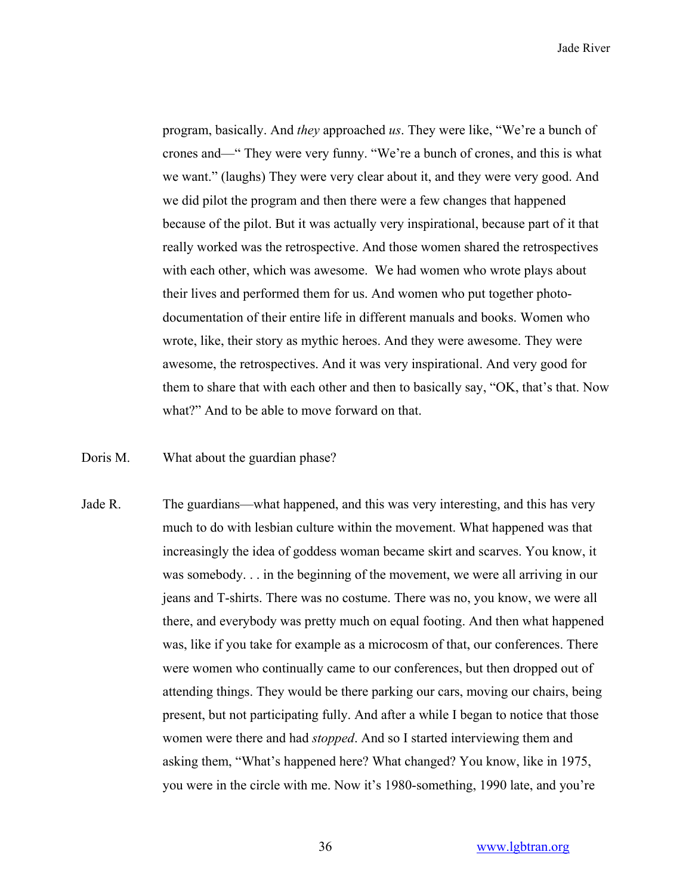program, basically. And *they* approached *us*. They were like, "We're a bunch of crones and—" They were very funny. "We're a bunch of crones, and this is what we want." (laughs) They were very clear about it, and they were very good. And we did pilot the program and then there were a few changes that happened because of the pilot. But it was actually very inspirational, because part of it that really worked was the retrospective. And those women shared the retrospectives with each other, which was awesome. We had women who wrote plays about their lives and performed them for us. And women who put together photo-documentation of their entire life in different manuals and books. Women who wrote, like, their story as mythic heroes. And they were awesome. They were awesome, the retrospectives. And it was very inspirational. And very good for them to share that with each other and then to basically say, "OK, that's that. Now what?" And to be able to move forward on that.

Doris M. What about the guardian phase?

Jade R. The guardians—what happened, and this was very interesting, and this has very much to do with lesbian culture within the movement. What happened was that increasingly the idea of goddess woman became skirt and scarves. You know, it was somebody. . . in the beginning of the movement, we were all arriving in our jeans and T-shirts. There was no costume. There was no, you know, we were all there, and everybody was pretty much on equal footing. And then what happened was, like if you take for example as a microcosm of that, our conferences. There were women who continually came to our conferences, but then dropped out of attending things. They would be there parking our cars, moving our chairs, being present, but not participating fully. And after a while I began to notice that those women were there and had *stopped*. And so I started interviewing them and asking them, "What's happened here? What changed? You know, like in 1975, you were in the circle with me. Now it's 1980-something, 1990 late, and you're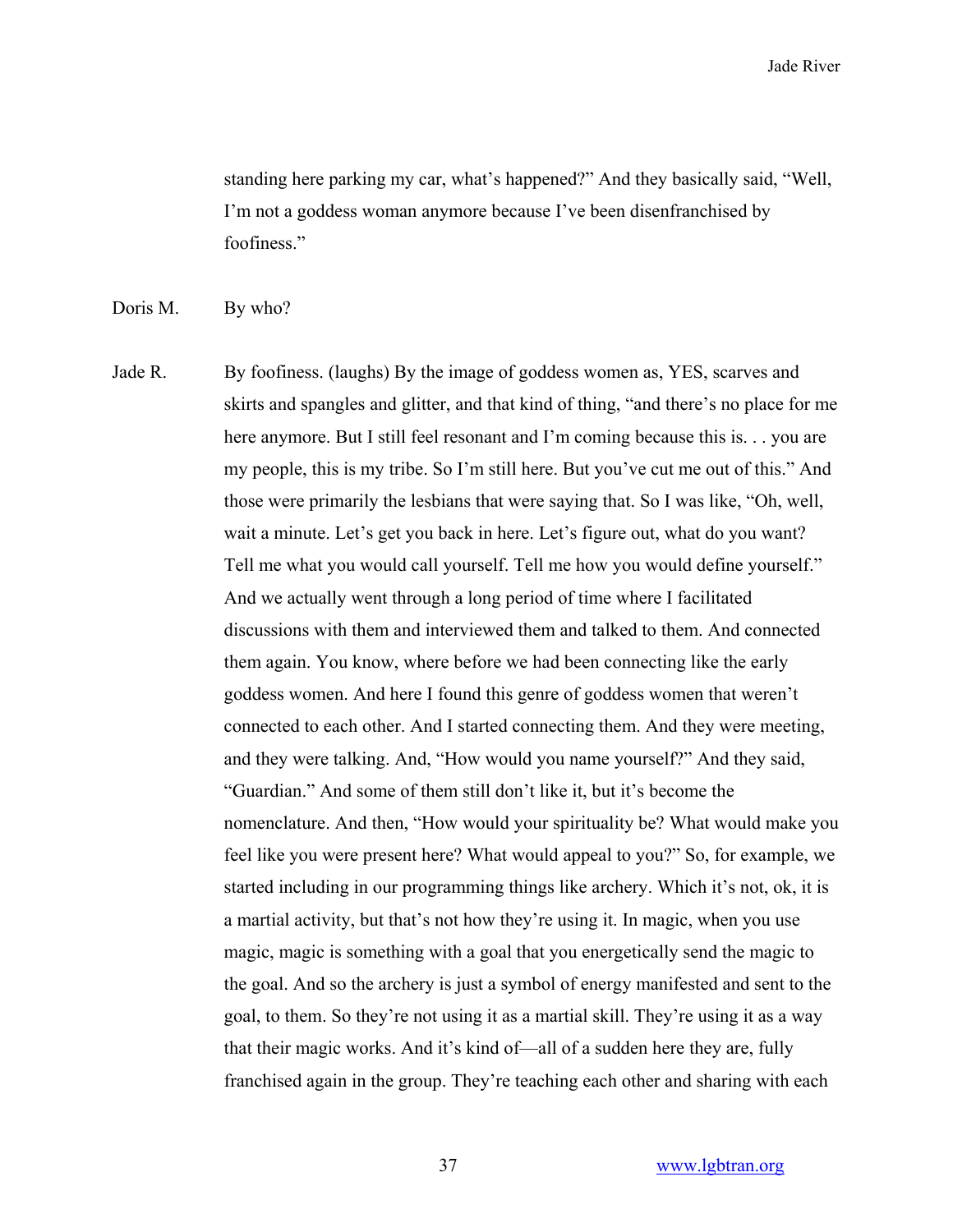standing here parking my car, what's happened?" And they basically said, "Well, I'm not a goddess woman anymore because I've been disenfranchised by foofiness."

Doris M. By who?

Jade R. By foofiness. (laughs) By the image of goddess women as, YES, scarves and skirts and spangles and glitter, and that kind of thing, "and there's no place for me here anymore. But I still feel resonant and I'm coming because this is. . . you are my people, this is my tribe. So I'm still here. But you've cut me out of this." And those were primarily the lesbians that were saying that. So I was like, "Oh, well, wait a minute. Let's get you back in here. Let's figure out, what do you want? Tell me what you would call yourself. Tell me how you would define yourself." And we actually went through a long period of time where I facilitated discussions with them and interviewed them and talked to them. And connected them again. You know, where before we had been connecting like the early goddess women. And here I found this genre of goddess women that weren't connected to each other. And I started connecting them. And they were meeting, and they were talking. And, "How would you name yourself?" And they said, "Guardian." And some of them still don't like it, but it's become the nomenclature. And then, "How would your spirituality be? What would make you feel like you were present here? What would appeal to you?" So, for example, we started including in our programming things like archery. Which it's not, ok, it is a martial activity, but that's not how they're using it. In magic, when you use magic, magic is something with a goal that you energetically send the magic to the goal. And so the archery is just a symbol of energy manifested and sent to the goal, to them. So they're not using it as a martial skill. They're using it as a way that their magic works. And it's kind of—all of a sudden here they are, fully franchised again in the group. They're teaching each other and sharing with each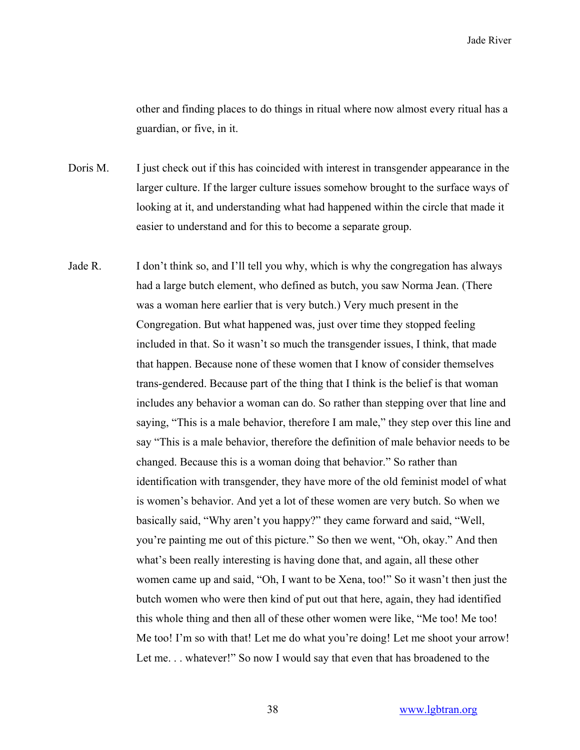other and finding places to do things in ritual where now almost every ritual has a guardian, or five, in it.

Doris M. I just check out if this has coincided with interest in transgender appearance in the larger culture. If the larger culture issues somehow brought to the surface ways of looking at it, and understanding what had happened within the circle that made it easier to understand and for this to become a separate group.

Jade R. I don't think so, and I'll tell you why, which is why the congregation has always had a large butch element, who defined as butch, you saw Norma Jean. (There was a woman here earlier that is very butch.) Very much present in the Congregation. But what happened was, just over time they stopped feeling included in that. So it wasn't so much the transgender issues, I think, that made that happen. Because none of these women that I know of consider themselves trans-gendered. Because part of the thing that I think is the belief is that woman includes any behavior a woman can do. So rather than stepping over that line and saying, "This is a male behavior, therefore I am male," they step over this line and say "This is a male behavior, therefore the definition of male behavior needs to be changed. Because this is a woman doing that behavior." So rather than identification with transgender, they have more of the old feminist model of what is women's behavior. And yet a lot of these women are very butch. So when we basically said, "Why aren't you happy?" they came forward and said, "Well, you're painting me out of this picture." So then we went, "Oh, okay." And then what's been really interesting is having done that, and again, all these other women came up and said, "Oh, I want to be Xena, too!" So it wasn't then just the butch women who were then kind of put out that here, again, they had identified this whole thing and then all of these other women were like, "Me too! Me too! Me too! I'm so with that! Let me do what you're doing! Let me shoot your arrow! Let me. . . whatever!" So now I would say that even that has broadened to the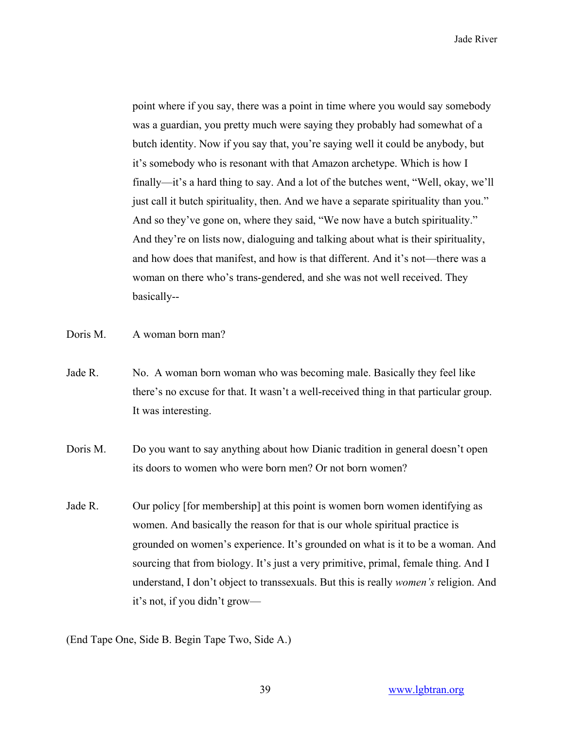point where if you say, there was a point in time where you would say somebody was a guardian, you pretty much were saying they probably had somewhat of a butch identity. Now if you say that, you're saying well it could be anybody, but it's somebody who is resonant with that Amazon archetype. Which is how I finally—it's a hard thing to say. And a lot of the butches went, "Well, okay, we'll just call it butch spirituality, then. And we have a separate spirituality than you." And so they've gone on, where they said, "We now have a butch spirituality." And they're on lists now, dialoguing and talking about what is their spirituality, and how does that manifest, and how is that different. And it's not—there was a woman on there who's trans-gendered, and she was not well received. They basically--

Doris M. A woman born man?

Jade R. No. A woman born woman who was becoming male. Basically they feel like there's no excuse for that. It wasn't a well-received thing in that particular group. It was interesting.

Doris M. Do you want to say anything about how Dianic tradition in general doesn't open its doors to women who were born men? Or not born women?

Jade R. Our policy [for membership] at this point is women born women identifying as women. And basically the reason for that is our whole spiritual practice is grounded on women's experience. It's grounded on what is it to be a woman. And sourcing that from biology. It's just a very primitive, primal, female thing. And I understand, I don't object to transsexuals. But this is really *women's* religion. And it's not, if you didn't grow—

(End Tape One, Side B. Begin Tape Two, Side A.)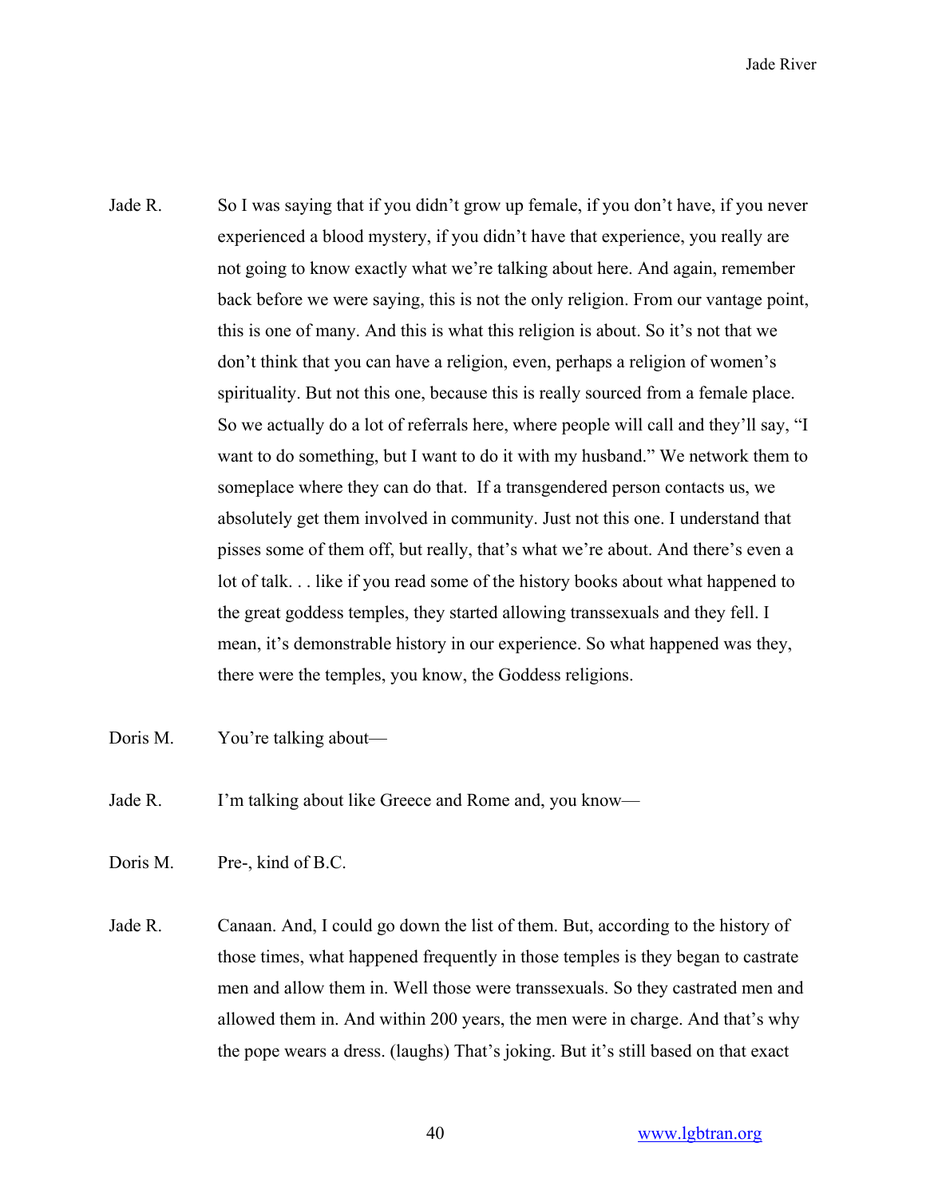Jade R. So I was saying that if you didn't grow up female, if you don't have, if you never experienced a blood mystery, if you didn't have that experience, you really are not going to know exactly what we're talking about here. And again, remember back before we were saying, this is not the only religion. From our vantage point, this is one of many. And this is what this religion is about. So it's not that we don't think that you can have a religion, even, perhaps a religion of women's spirituality. But not this one, because this is really sourced from a female place. So we actually do a lot of referrals here, where people will call and they'll say, "I want to do something, but I want to do it with my husband." We network them to someplace where they can do that. If a transgendered person contacts us, we absolutely get them involved in community. Just not this one. I understand that pisses some of them off, but really, that's what we're about. And there's even a lot of talk. . . like if you read some of the history books about what happened to the great goddess temples, they started allowing transsexuals and they fell. I mean, it's demonstrable history in our experience. So what happened was they, there were the temples, you know, the Goddess religions.

Doris M. You're talking about—

Jade R. I'm talking about like Greece and Rome and, you know—

Doris M. Pre-, kind of B.C.

Jade R. Canaan. And, I could go down the list of them. But, according to the history of those times, what happened frequently in those temples is they began to castrate men and allow them in. Well those were transsexuals. So they castrated men and allowed them in. And within 200 years, the men were in charge. And that's why the pope wears a dress. (laughs) That's joking. But it's still based on that exact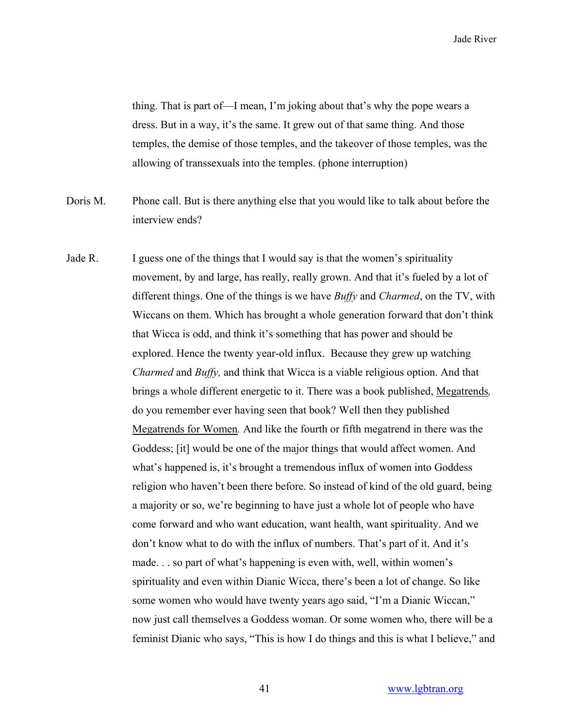thing. That is part of—I mean, I'm joking about that's why the pope wears a dress. But in a way, it's the same. It grew out of that same thing. And those temples, the demise of those temples, and the takeover of those temples, was the allowing of transsexuals into the temples. (phone interruption)

Doris M. Phone call. But is there anything else that you would like to talk about before the interview ends?

Jade R. I guess one of the things that I would say is that the women's spirituality movement, by and large, has really, really grown. And that it's fueled by a lot of different things. One of the things is we have *Buffy* and *Charmed*, on the TV, with Wiccans on them. Which has brought a whole generation forward that don't think that Wicca is odd, and think it's something that has power and should be explored. Hence the twenty year-old influx. Because they grew up watching *Charmed* and *Buffy,* and think that Wicca is a viable religious option. And that brings a whole different energetic to it. There was a book published, Megatrends*,* do you remember ever having seen that book? Well then they published Megatrends for Women*.* And like the fourth or fifth megatrend in there was the Goddess; [it] would be one of the major things that would affect women. And what's happened is, it's brought a tremendous influx of women into Goddess religion who haven't been there before. So instead of kind of the old guard, being a majority or so, we're beginning to have just a whole lot of people who have come forward and who want education, want health, want spirituality. And we don't know what to do with the influx of numbers. That's part of it. And it's made. . . so part of what's happening is even with, well, within women's spirituality and even within Dianic Wicca, there's been a lot of change. So like some women who would have twenty years ago said, "I'm a Dianic Wiccan," now just call themselves a Goddess woman. Or some women who, there will be a feminist Dianic who says, "This is how I do things and this is what I believe," and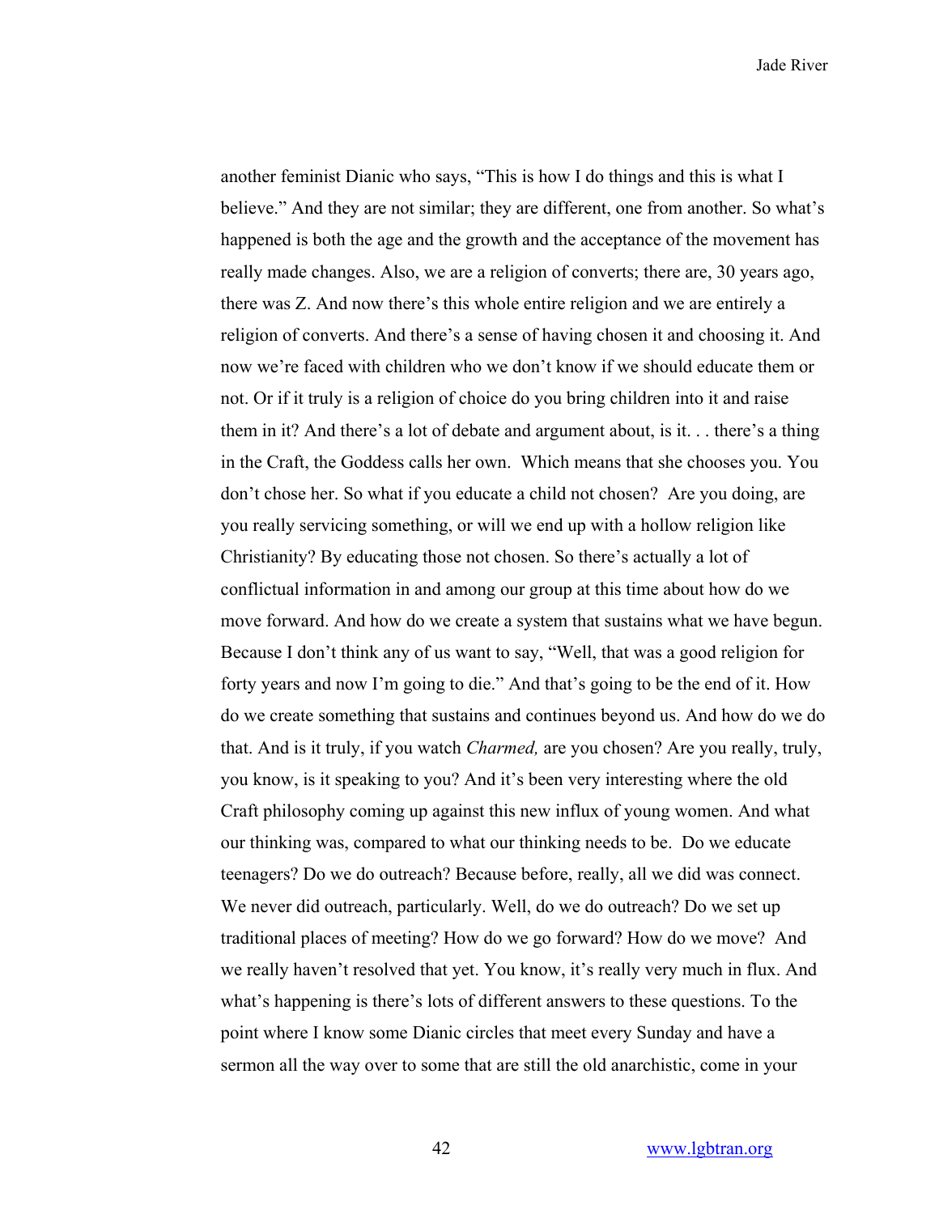another feminist Dianic who says, "This is how I do things and this is what I believe." And they are not similar; they are different, one from another. So what's happened is both the age and the growth and the acceptance of the movement has really made changes. Also, we are a religion of converts; there are, 30 years ago, there was Z. And now there's this whole entire religion and we are entirely a religion of converts. And there's a sense of having chosen it and choosing it. And now we're faced with children who we don't know if we should educate them or not. Or if it truly is a religion of choice do you bring children into it and raise them in it? And there's a lot of debate and argument about, is it. . . there's a thing in the Craft, the Goddess calls her own. Which means that she chooses you. You don't chose her. So what if you educate a child not chosen? Are you doing, are you really servicing something, or will we end up with a hollow religion like Christianity? By educating those not chosen. So there's actually a lot of conflictual information in and among our group at this time about how do we move forward. And how do we create a system that sustains what we have begun. Because I don't think any of us want to say, "Well, that was a good religion for forty years and now I'm going to die." And that's going to be the end of it. How do we create something that sustains and continues beyond us. And how do we do that. And is it truly, if you watch *Charmed,* are you chosen? Are you really, truly, you know, is it speaking to you? And it's been very interesting where the old Craft philosophy coming up against this new influx of young women. And what our thinking was, compared to what our thinking needs to be. Do we educate teenagers? Do we do outreach? Because before, really, all we did was connect. We never did outreach, particularly. Well, do we do outreach? Do we set up traditional places of meeting? How do we go forward? How do we move? And we really haven't resolved that yet. You know, it's really very much in flux. And what's happening is there's lots of different answers to these questions. To the point where I know some Dianic circles that meet every Sunday and have a sermon all the way over to some that are still the old anarchistic, come in your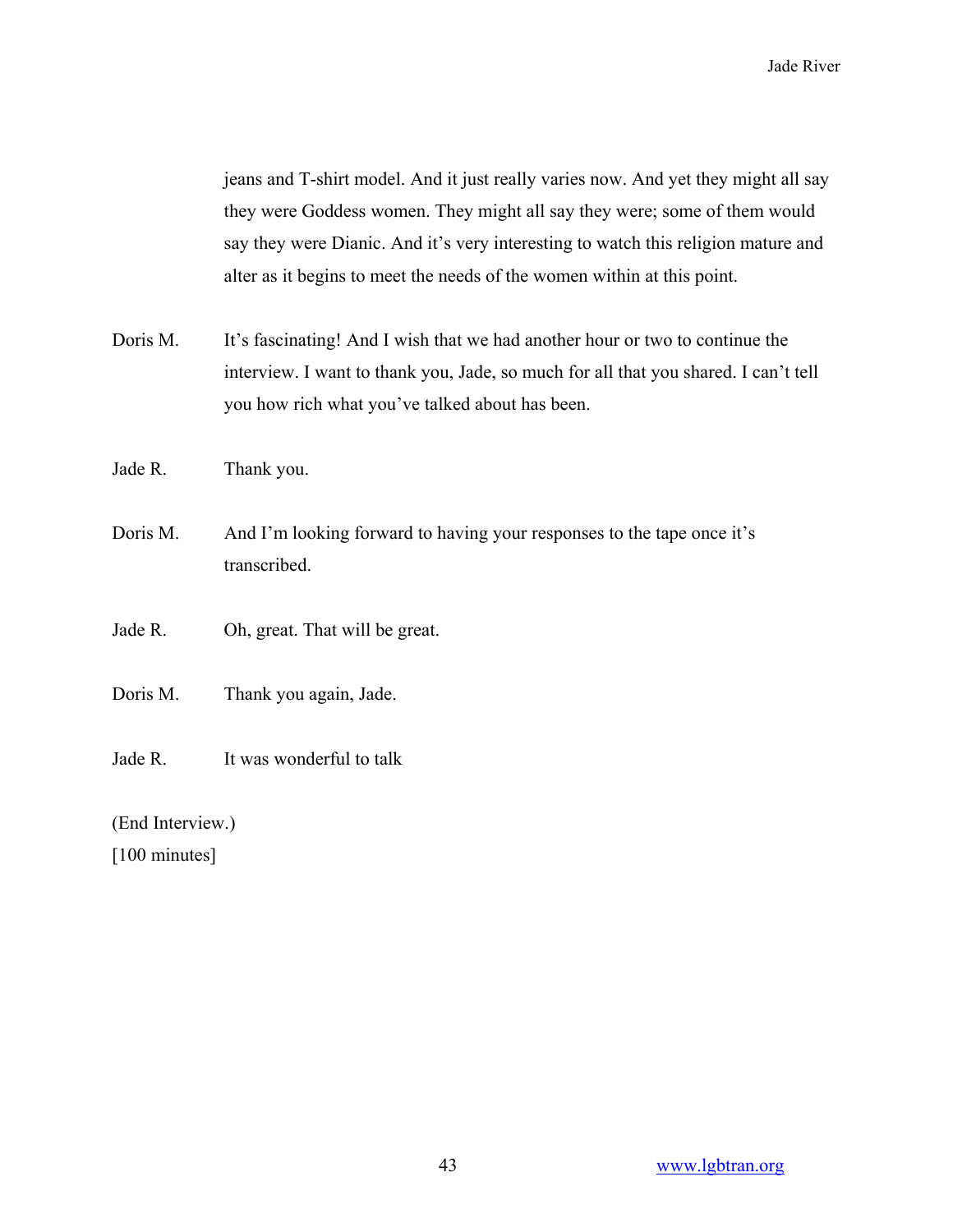jeans and T-shirt model. And it just really varies now. And yet they might all say they were Goddess women. They might all say they were; some of them would say they were Dianic. And it's very interesting to watch this religion mature and alter as it begins to meet the needs of the women within at this point.

Doris M. It's fascinating! And I wish that we had another hour or two to continue the interview. I want to thank you, Jade, so much for all that you shared. I can't tell you how rich what you've talked about has been.

Jade R. Thank you.

Doris M. And I'm looking forward to having your responses to the tape once it's transcribed.

Jade R. Oh, great. That will be great.

Doris M. Thank you again, Jade.

Jade R. It was wonderful to talk

(End Interview.)
[100 minutes]